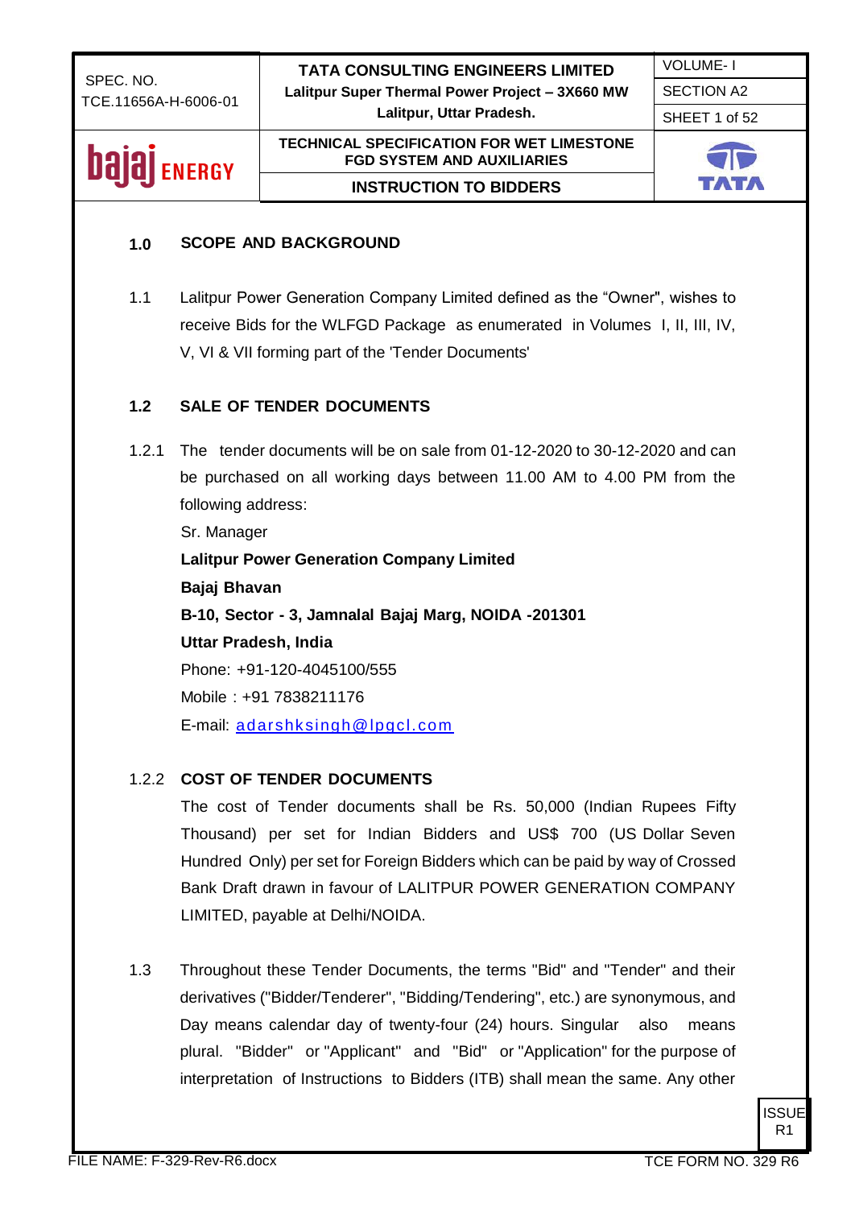## 1.0 SCOPE AND BACKGROUND

1.1 Lalitpur Power Generation Company Limited defined as the “Owner", wishes to receive Bids for the WLFGD Package as enumerated in Volumes I, II, III, IV, V, VI & VII forming part of the 'Tender Documents'

## 1.2 SALE OF TENDER DOCUMENTS

1.2.1 The tender documents will be on sale from 01-12-2020 to 30-12-2020 and can be purchased on all working days between 11.00 AM to 4.00 PM from the following address:

Sr. Manager

**Lalitpur Power Generation Company Limited**

**Bajaj Bhavan**

**B-10, Sector - 3, Jamnalal Bajaj Marg, NOIDA -201301**

**Uttar Pradesh, India**

Phone: +91-120-4045100/555

Mobile : +91 7838211176

E-mail: adarshksingh@lpgcl.com

1.2.2 **COST OF TENDER DOCUMENTS**

The cost of Tender documents shall be Rs. 50,000 (Indian Rupees Fifty Thousand) per set for Indian Bidders and US$ 700 (US Dollar Seven Hundred Only) per set for Foreign Bidders which can be paid by way of Crossed Bank Draft drawn in favour of LALITPUR POWER GENERATION COMPANY LIMITED, payable at Delhi/NOIDA.

1.3 Throughout these Tender Documents, the terms "Bid" and "Tender" and their derivatives ("Bidder/Tenderer", "Bidding/Tendering", etc.) are synonymous, and Day means calendar day of twenty-four (24) hours. Singular also means plural. "Bidder" or "Applicant" and "Bid" or "Application" for the purpose of interpretation of Instructions to Bidders (ITB) shall mean the same. Any other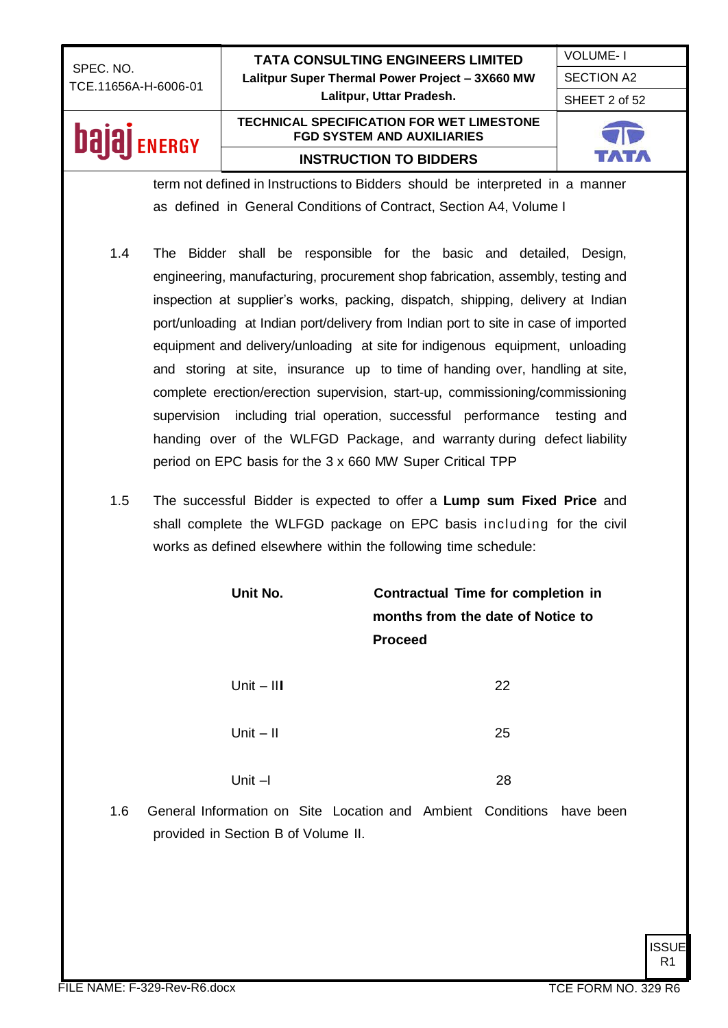term not defined in Instructions to Bidders should be interpreted in a manner as defined in General Conditions of Contract, Section A4, Volume I

1.4 The Bidder shall be responsible for the basic and detailed, Design, engineering, manufacturing, procurement shop fabrication, assembly, testing and inspection at supplier's works, packing, dispatch, shipping, delivery at Indian port/unloading at Indian port/delivery from Indian port to site in case of imported equipment and delivery/unloading at site for indigenous equipment, unloading and storing at site, insurance up to time of handing over, handling at site, complete erection/erection supervision, start-up, commissioning/commissioning supervision including trial operation, successful performance testing and handing over of the WLFGD Package, and warranty during defect liability period on EPC basis for the 3 x 660 MW Super Critical TPP

1.5 The successful Bidder is expected to offer a **Lump sum Fixed Price** and shall complete the WLFGD package on EPC basis including for the civil works as defined elsewhere within the following time schedule:

| **Unit No.** | **Contractual Time for completion in months from the date of Notice to Proceed** |
|---|---|
| Unit – III | 22 |
| Unit – II | 25 |
| Unit –I | 28 |

1.6 General Information on Site Location and Ambient Conditions have been provided in Section B of Volume II.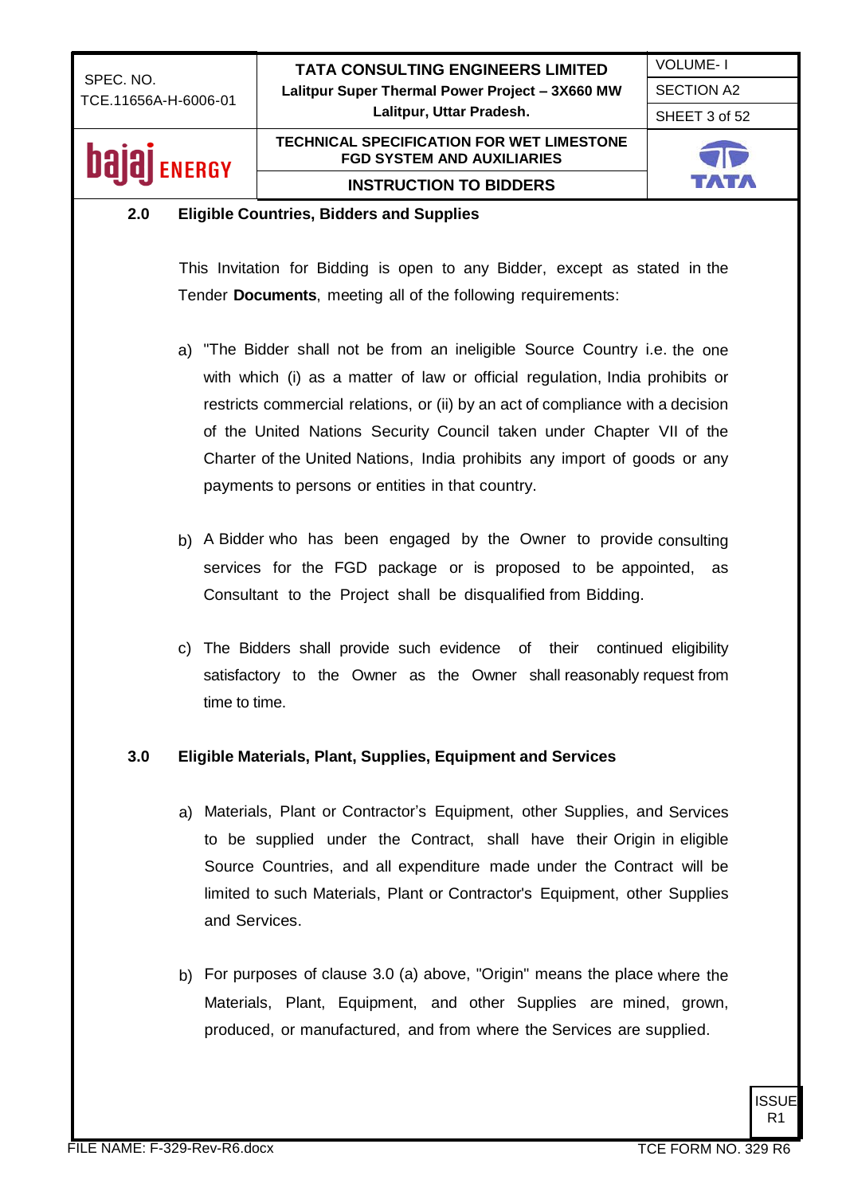## 2.0 Eligible Countries, Bidders and Supplies

This Invitation for Bidding is open to any Bidder, except as stated in the Tender **Documents**, meeting all of the following requirements:

a) "The Bidder shall not be from an ineligible Source Country i.e. the one with which (i) as a matter of law or official regulation, India prohibits or restricts commercial relations, or (ii) by an act of compliance with a decision of the United Nations Security Council taken under Chapter VII of the Charter of the United Nations, India prohibits any import of goods or any payments to persons or entities in that country.

b) A Bidder who has been engaged by the Owner to provide consulting services for the FGD package or is proposed to be appointed, as Consultant to the Project shall be disqualified from Bidding.

c) The Bidders shall provide such evidence of their continued eligibility satisfactory to the Owner as the Owner shall reasonably request from time to time.

## 3.0 Eligible Materials, Plant, Supplies, Equipment and Services

a) Materials, Plant or Contractor's Equipment, other Supplies, and Services to be supplied under the Contract, shall have their Origin in eligible Source Countries, and all expenditure made under the Contract will be limited to such Materials, Plant or Contractor's Equipment, other Supplies and Services.

b) For purposes of clause 3.0 (a) above, "Origin" means the place where the Materials, Plant, Equipment, and other Supplies are mined, grown, produced, or manufactured, and from where the Services are supplied.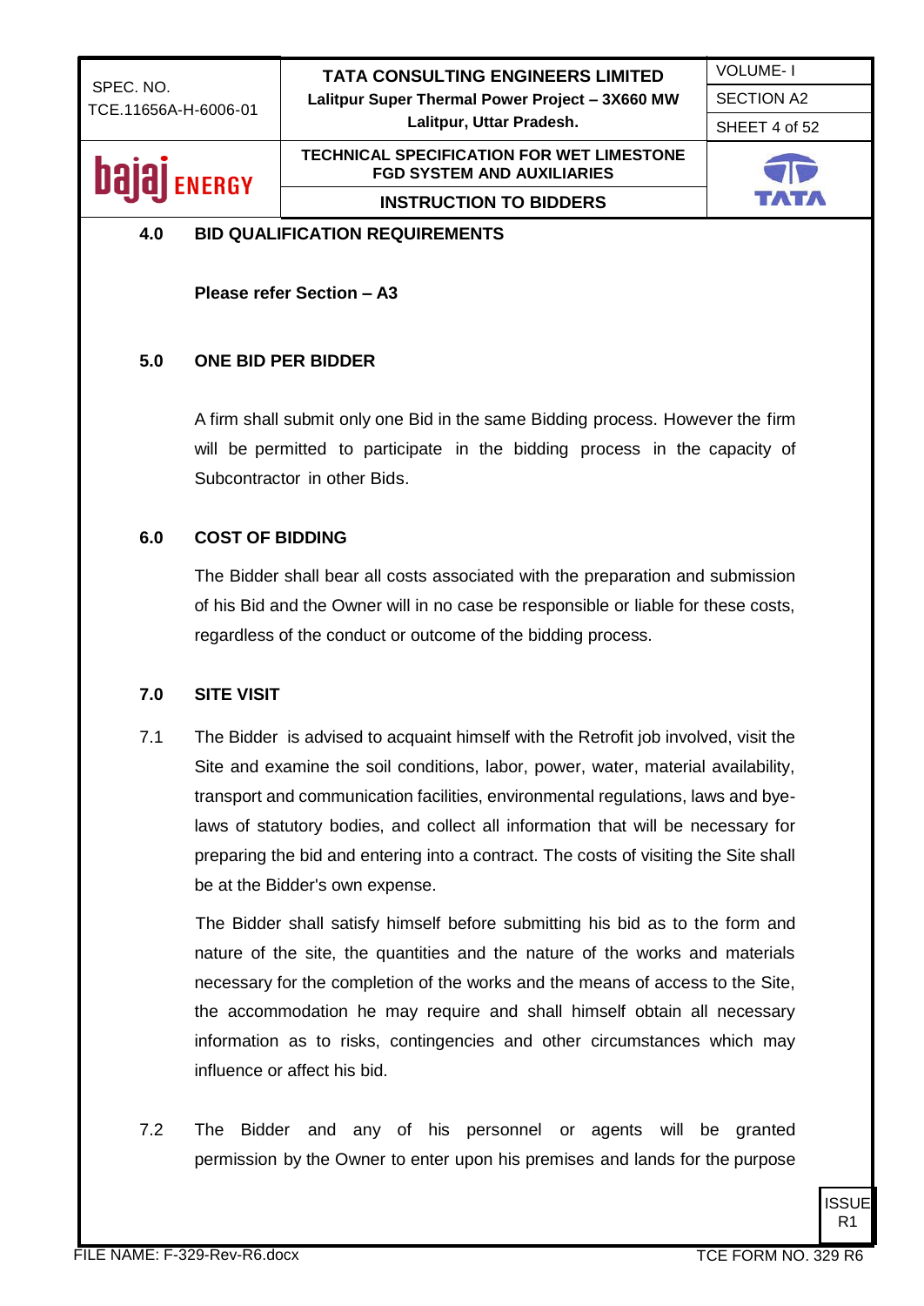## 4.0 BID QUALIFICATION REQUIREMENTS

**Please refer Section – A3**

## 5.0 ONE BID PER BIDDER

A firm shall submit only one Bid in the same Bidding process. However the firm will be permitted to participate in the bidding process in the capacity of Subcontractor in other Bids.

## 6.0 COST OF BIDDING

The Bidder shall bear all costs associated with the preparation and submission of his Bid and the Owner will in no case be responsible or liable for these costs, regardless of the conduct or outcome of the bidding process.

## 7.0 SITE VISIT

7.1 The Bidder is advised to acquaint himself with the Retrofit job involved, visit the Site and examine the soil conditions, labor, power, water, material availability, transport and communication facilities, environmental regulations, laws and bye-laws of statutory bodies, and collect all information that will be necessary for preparing the bid and entering into a contract. The costs of visiting the Site shall be at the Bidder's own expense.

The Bidder shall satisfy himself before submitting his bid as to the form and nature of the site, the quantities and the nature of the works and materials necessary for the completion of the works and the means of access to the Site, the accommodation he may require and shall himself obtain all necessary information as to risks, contingencies and other circumstances which may influence or affect his bid.

7.2 The Bidder and any of his personnel or agents will be granted permission by the Owner to enter upon his premises and lands for the purpose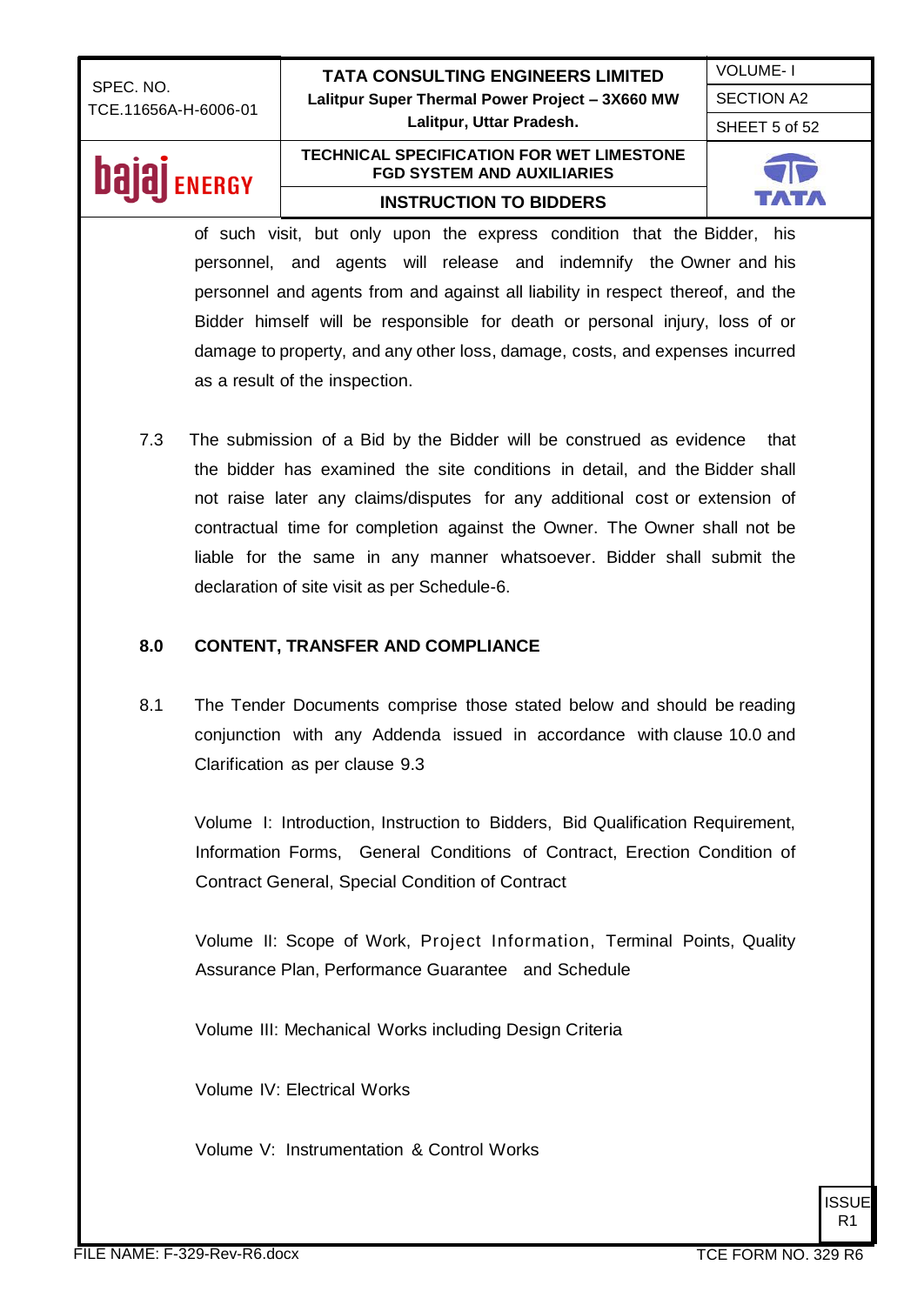of such visit, but only upon the express condition that the Bidder, his personnel, and agents will release and indemnify the Owner and his personnel and agents from and against all liability in respect thereof, and the Bidder himself will be responsible for death or personal injury, loss of or damage to property, and any other loss, damage, costs, and expenses incurred as a result of the inspection.

7.3 The submission of a Bid by the Bidder will be construed as evidence that the bidder has examined the site conditions in detail, and the Bidder shall not raise later any claims/disputes for any additional cost or extension of contractual time for completion against the Owner. The Owner shall not be liable for the same in any manner whatsoever. Bidder shall submit the declaration of site visit as per Schedule-6.

## 8.0 CONTENT, TRANSFER AND COMPLIANCE

8.1 The Tender Documents comprise those stated below and should be reading conjunction with any Addenda issued in accordance with clause 10.0 and Clarification as per clause 9.3

Volume I: Introduction, Instruction to Bidders, Bid Qualification Requirement, Information Forms, General Conditions of Contract, Erection Condition of Contract General, Special Condition of Contract

Volume II: Scope of Work, Project Information, Terminal Points, Quality Assurance Plan, Performance Guarantee and Schedule

Volume III: Mechanical Works including Design Criteria

Volume IV: Electrical Works

Volume V: Instrumentation & Control Works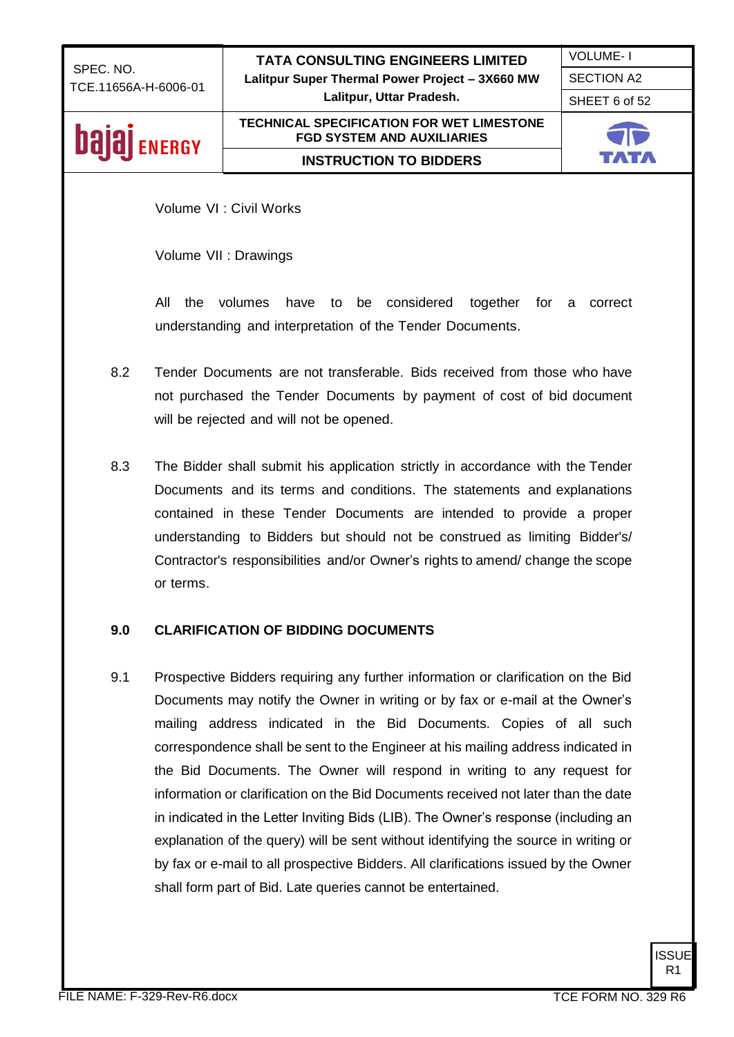Volume VI : Civil Works

Volume VII : Drawings

All the volumes have to be considered together for a correct understanding and interpretation of the Tender Documents.

8.2 Tender Documents are not transferable. Bids received from those who have not purchased the Tender Documents by payment of cost of bid document will be rejected and will not be opened.

8.3 The Bidder shall submit his application strictly in accordance with the Tender Documents and its terms and conditions. The statements and explanations contained in these Tender Documents are intended to provide a proper understanding to Bidders but should not be construed as limiting Bidder's/ Contractor's responsibilities and/or Owner's rights to amend/ change the scope or terms.

## 9.0 CLARIFICATION OF BIDDING DOCUMENTS

9.1 Prospective Bidders requiring any further information or clarification on the Bid Documents may notify the Owner in writing or by fax or e-mail at the Owner's mailing address indicated in the Bid Documents. Copies of all such correspondence shall be sent to the Engineer at his mailing address indicated in the Bid Documents. The Owner will respond in writing to any request for information or clarification on the Bid Documents received not later than the date in indicated in the Letter Inviting Bids (LIB). The Owner's response (including an explanation of the query) will be sent without identifying the source in writing or by fax or e-mail to all prospective Bidders. All clarifications issued by the Owner shall form part of Bid. Late queries cannot be entertained.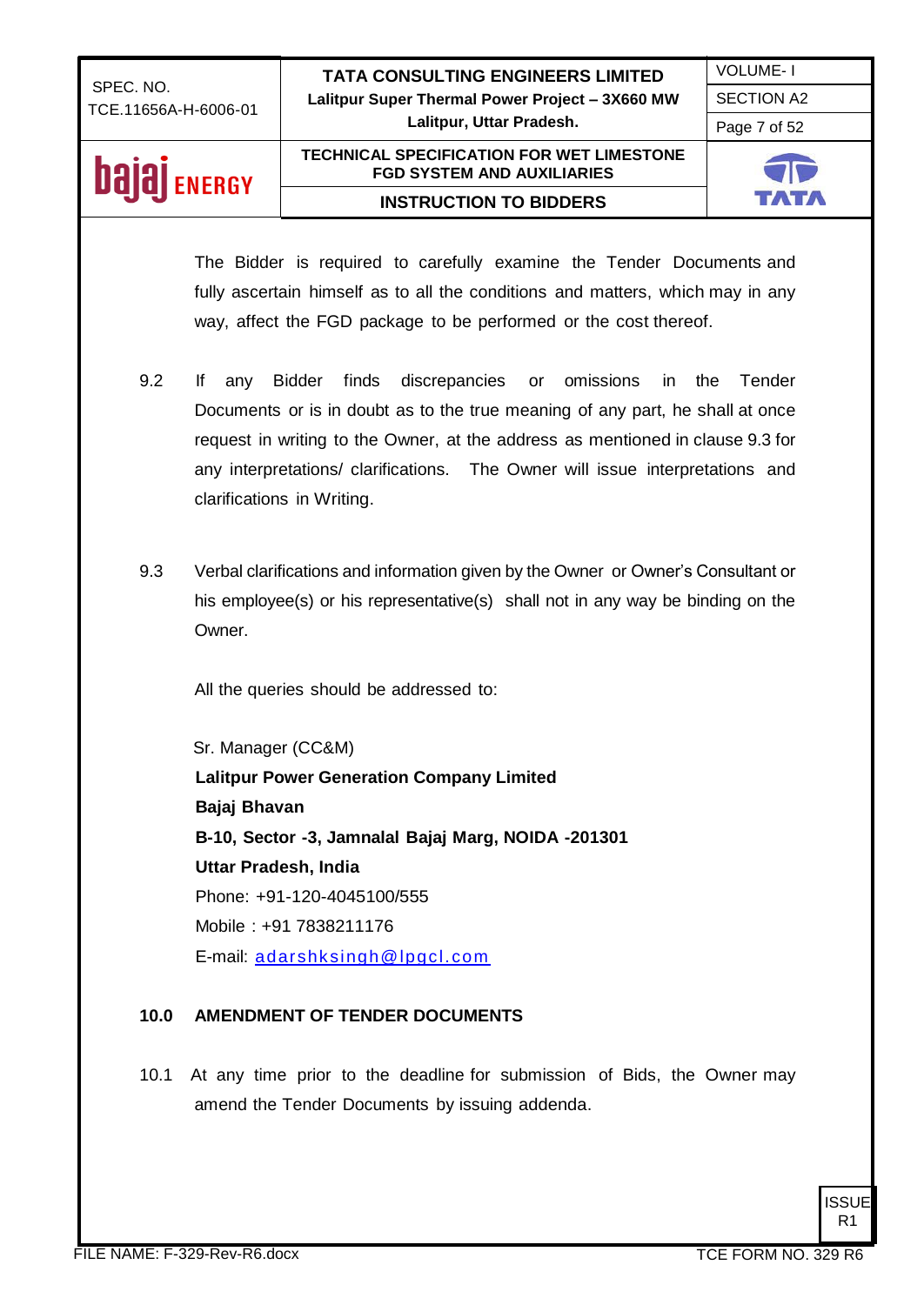The Bidder is required to carefully examine the Tender Documents and fully ascertain himself as to all the conditions and matters, which may in any way, affect the FGD package to be performed or the cost thereof.

9.2 If any Bidder finds discrepancies or omissions in the Tender Documents or is in doubt as to the true meaning of any part, he shall at once request in writing to the Owner, at the address as mentioned in clause 9.3 for any interpretations/ clarifications. The Owner will issue interpretations and clarifications in Writing.

9.3 Verbal clarifications and information given by the Owner or Owner's Consultant or his employee(s) or his representative(s) shall not in any way be binding on the Owner.

All the queries should be addressed to:

Sr. Manager (CC&M)
**Lalitpur Power Generation Company Limited**
**Bajaj Bhavan**
**B-10, Sector -3, Jamnalal Bajaj Marg, NOIDA -201301**
**Uttar Pradesh, India**
Phone: +91-120-4045100/555
Mobile : +91 7838211176
E-mail: adarshksingh@lpgcl.com

## 10.0 AMENDMENT OF TENDER DOCUMENTS

10.1 At any time prior to the deadline for submission of Bids, the Owner may amend the Tender Documents by issuing addenda.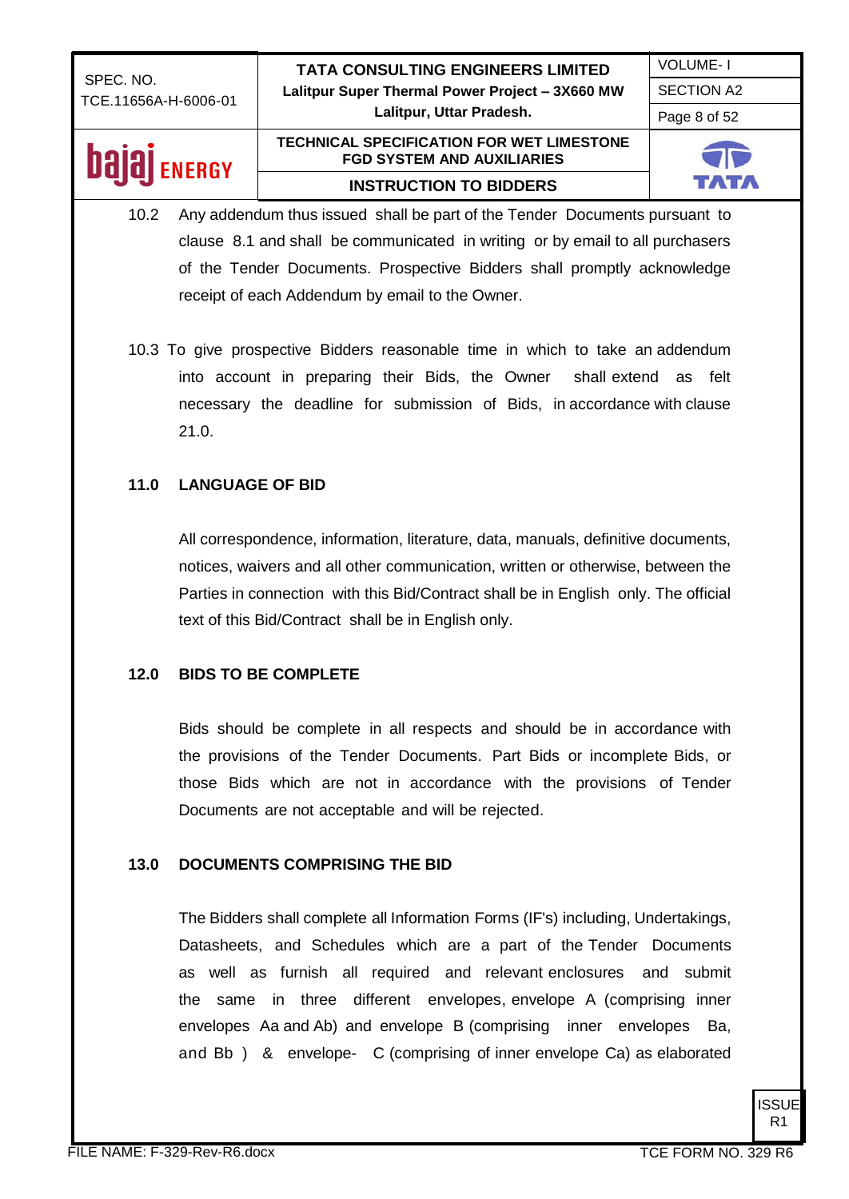10.2 Any addendum thus issued shall be part of the Tender Documents pursuant to clause 8.1 and shall be communicated in writing or by email to all purchasers of the Tender Documents. Prospective Bidders shall promptly acknowledge receipt of each Addendum by email to the Owner.

10.3 To give prospective Bidders reasonable time in which to take an addendum into account in preparing their Bids, the Owner shall extend as felt necessary the deadline for submission of Bids, in accordance with clause 21.0.

## 11.0 LANGUAGE OF BID

All correspondence, information, literature, data, manuals, definitive documents, notices, waivers and all other communication, written or otherwise, between the Parties in connection with this Bid/Contract shall be in English only. The official text of this Bid/Contract shall be in English only.

## 12.0 BIDS TO BE COMPLETE

Bids should be complete in all respects and should be in accordance with the provisions of the Tender Documents. Part Bids or incomplete Bids, or those Bids which are not in accordance with the provisions of Tender Documents are not acceptable and will be rejected.

## 13.0 DOCUMENTS COMPRISING THE BID

The Bidders shall complete all Information Forms (IF's) including, Undertakings, Datasheets, and Schedules which are a part of the Tender Documents as well as furnish all required and relevant enclosures and submit the same in three different envelopes, envelope A (comprising inner envelopes Aa and Ab) and envelope B (comprising inner envelopes Ba, and Bb ) & envelope- C (comprising of inner envelope Ca) as elaborated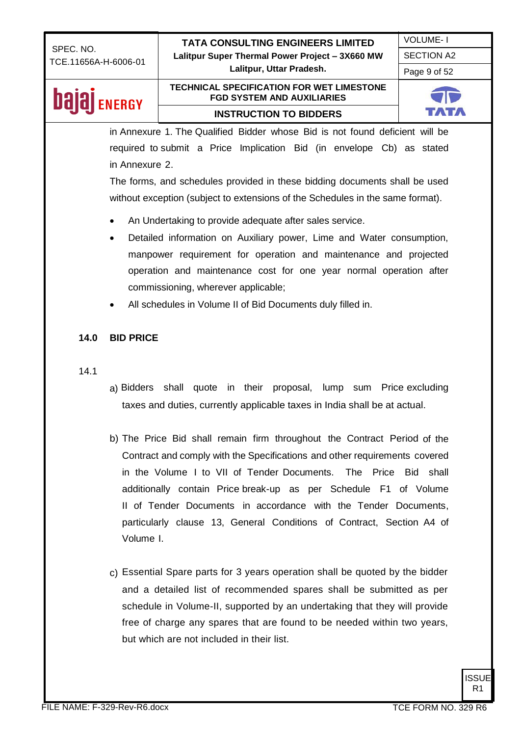in Annexure 1. The Qualified Bidder whose Bid is not found deficient will be required to submit a Price Implication Bid (in envelope Cb) as stated in Annexure 2.

The forms, and schedules provided in these bidding documents shall be used without exception (subject to extensions of the Schedules in the same format).

- An Undertaking to provide adequate after sales service.
- Detailed information on Auxiliary power, Lime and Water consumption, manpower requirement for operation and maintenance and projected operation and maintenance cost for one year normal operation after commissioning, wherever applicable;
- All schedules in Volume II of Bid Documents duly filled in.

## 14.0 BID PRICE

14.1

a) Bidders shall quote in their proposal, lump sum Price excluding taxes and duties, currently applicable taxes in India shall be at actual.

b) The Price Bid shall remain firm throughout the Contract Period of the Contract and comply with the Specifications and other requirements covered in the Volume I to VII of Tender Documents. The Price Bid shall additionally contain Price break-up as per Schedule F1 of Volume II of Tender Documents in accordance with the Tender Documents, particularly clause 13, General Conditions of Contract, Section A4 of Volume I.

c) Essential Spare parts for 3 years operation shall be quoted by the bidder and a detailed list of recommended spares shall be submitted as per schedule in Volume-II, supported by an undertaking that they will provide free of charge any spares that are found to be needed within two years, but which are not included in their list.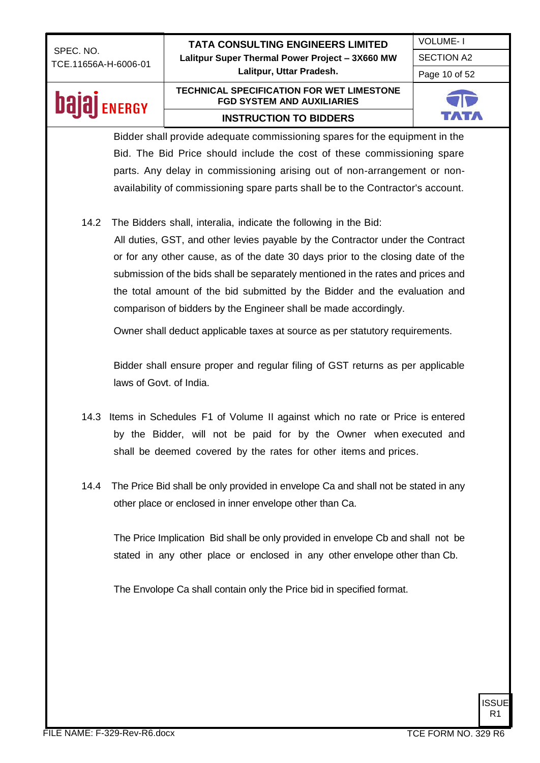Bidder shall provide adequate commissioning spares for the equipment in the Bid. The Bid Price should include the cost of these commissioning spare parts. Any delay in commissioning arising out of non-arrangement or non-availability of commissioning spare parts shall be to the Contractor's account.

14.2 The Bidders shall, interalia, indicate the following in the Bid:

All duties, GST, and other levies payable by the Contractor under the Contract or for any other cause, as of the date 30 days prior to the closing date of the submission of the bids shall be separately mentioned in the rates and prices and the total amount of the bid submitted by the Bidder and the evaluation and comparison of bidders by the Engineer shall be made accordingly.

Owner shall deduct applicable taxes at source as per statutory requirements.

Bidder shall ensure proper and regular filing of GST returns as per applicable laws of Govt. of India.

14.3 Items in Schedules F1 of Volume II against which no rate or Price is entered by the Bidder, will not be paid for by the Owner when executed and shall be deemed covered by the rates for other items and prices.

14.4 The Price Bid shall be only provided in envelope Ca and shall not be stated in any other place or enclosed in inner envelope other than Ca.

The Price Implication Bid shall be only provided in envelope Cb and shall not be stated in any other place or enclosed in any other envelope other than Cb.

The Envolope Ca shall contain only the Price bid in specified format.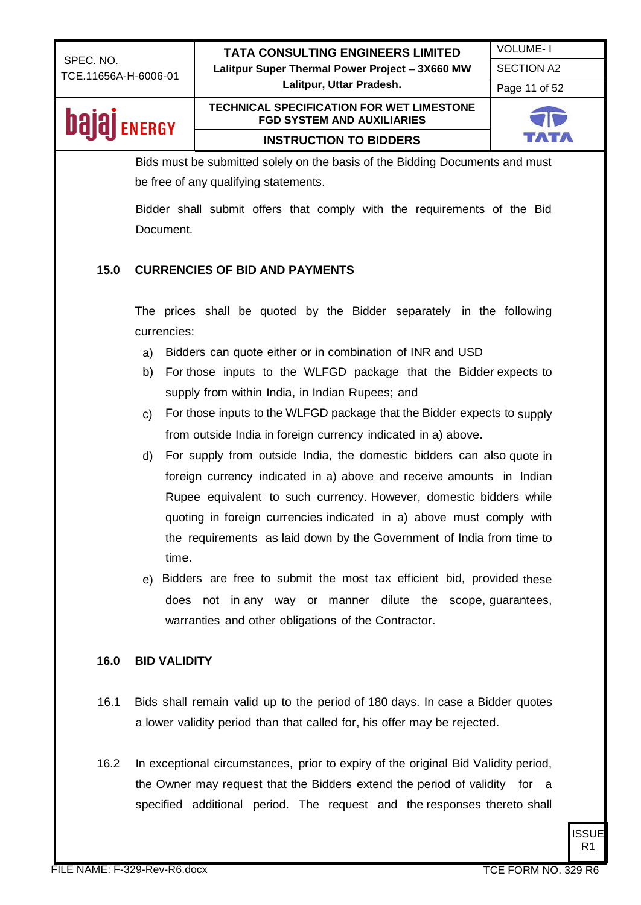Bids must be submitted solely on the basis of the Bidding Documents and must be free of any qualifying statements.

Bidder shall submit offers that comply with the requirements of the Bid Document.

## 15.0 CURRENCIES OF BID AND PAYMENTS

The prices shall be quoted by the Bidder separately in the following currencies:

a) Bidders can quote either or in combination of INR and USD

b) For those inputs to the WLFGD package that the Bidder expects to supply from within India, in Indian Rupees; and

c) For those inputs to the WLFGD package that the Bidder expects to supply from outside India in foreign currency indicated in a) above.

d) For supply from outside India, the domestic bidders can also quote in foreign currency indicated in a) above and receive amounts in Indian Rupee equivalent to such currency. However, domestic bidders while quoting in foreign currencies indicated in a) above must comply with the requirements as laid down by the Government of India from time to time.

e) Bidders are free to submit the most tax efficient bid, provided these does not in any way or manner dilute the scope, guarantees, warranties and other obligations of the Contractor.

## 16.0 BID VALIDITY

16.1 Bids shall remain valid up to the period of 180 days. In case a Bidder quotes a lower validity period than that called for, his offer may be rejected.

16.2 In exceptional circumstances, prior to expiry of the original Bid Validity period, the Owner may request that the Bidders extend the period of validity for a specified additional period. The request and the responses thereto shall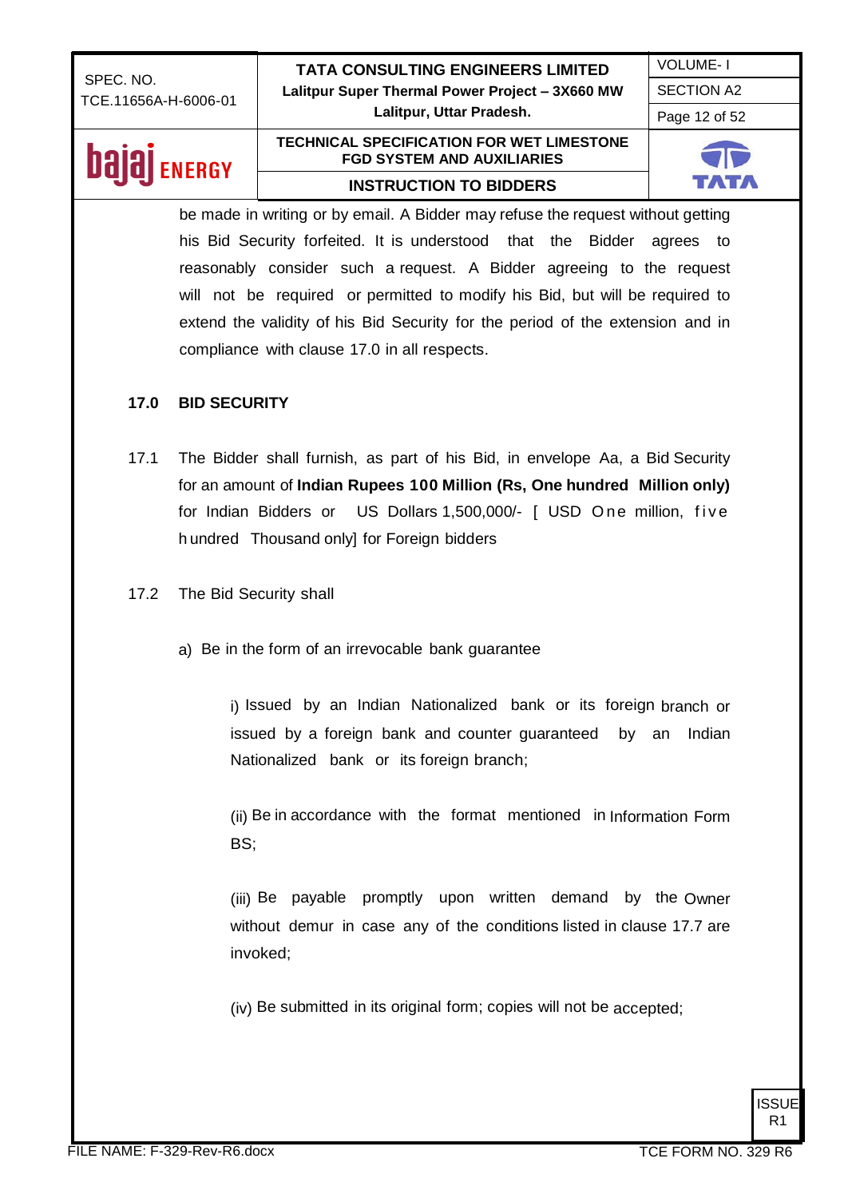be made in writing or by email. A Bidder may refuse the request without getting his Bid Security forfeited. It is understood that the Bidder agrees to reasonably consider such a request. A Bidder agreeing to the request will not be required or permitted to modify his Bid, but will be required to extend the validity of his Bid Security for the period of the extension and in compliance with clause 17.0 in all respects.

## 17.0 BID SECURITY

17.1 The Bidder shall furnish, as part of his Bid, in envelope Aa, a Bid Security for an amount of **Indian Rupees 100 Million (Rs, One hundred Million only)** for Indian Bidders or US Dollars 1,500,000/- [ USD One million, five hundred Thousand only] for Foreign bidders

17.2 The Bid Security shall

a) Be in the form of an irrevocable bank guarantee

i) Issued by an Indian Nationalized bank or its foreign branch or issued by a foreign bank and counter guaranteed by an Indian Nationalized bank or its foreign branch;

(ii) Be in accordance with the format mentioned in Information Form BS;

(iii) Be payable promptly upon written demand by the Owner without demur in case any of the conditions listed in clause 17.7 are invoked;

(iv) Be submitted in its original form; copies will not be accepted;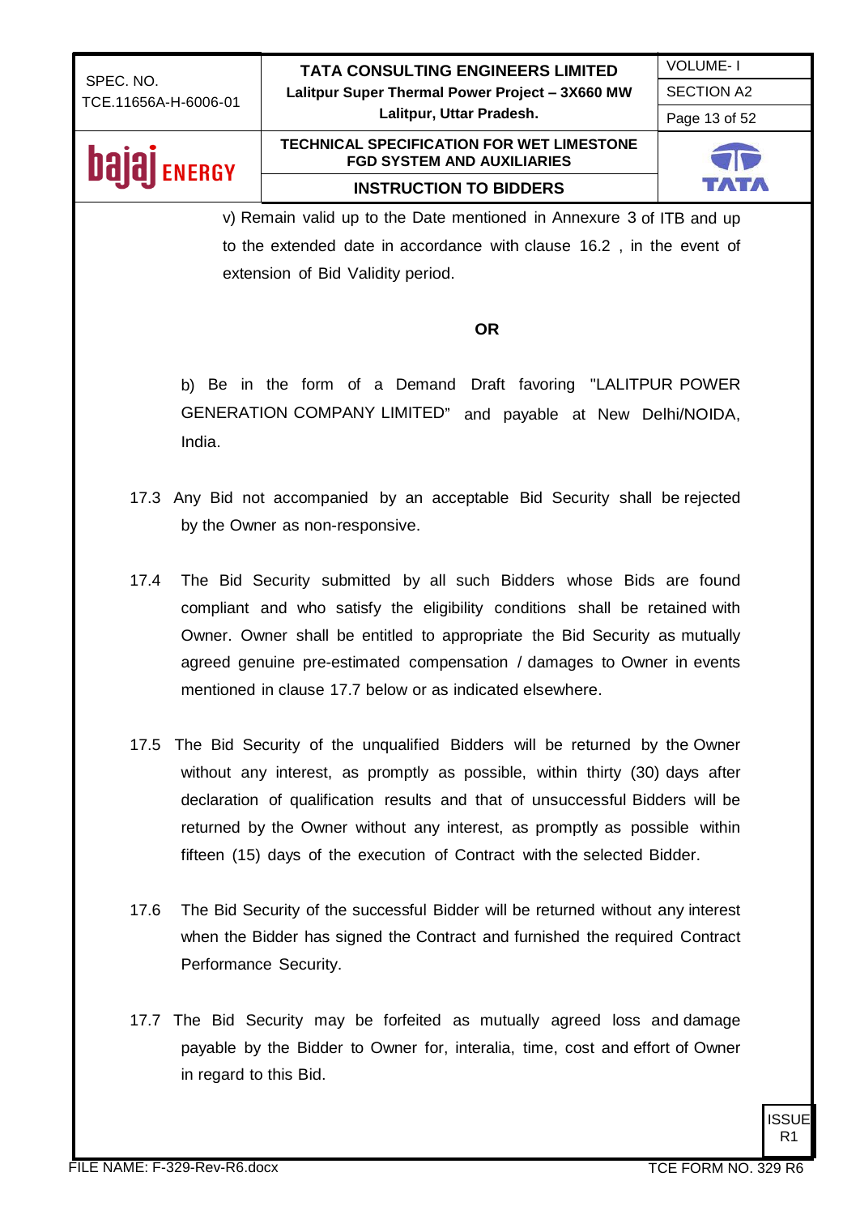v) Remain valid up to the Date mentioned in Annexure 3 of ITB and up to the extended date in accordance with clause 16.2 , in the event of extension of Bid Validity period.

**OR**

b) Be in the form of a Demand Draft favoring "LALITPUR POWER GENERATION COMPANY LIMITED" and payable at New Delhi/NOIDA, India.

17.3 Any Bid not accompanied by an acceptable Bid Security shall be rejected by the Owner as non-responsive.

17.4 The Bid Security submitted by all such Bidders whose Bids are found compliant and who satisfy the eligibility conditions shall be retained with Owner. Owner shall be entitled to appropriate the Bid Security as mutually agreed genuine pre-estimated compensation / damages to Owner in events mentioned in clause 17.7 below or as indicated elsewhere.

17.5 The Bid Security of the unqualified Bidders will be returned by the Owner without any interest, as promptly as possible, within thirty (30) days after declaration of qualification results and that of unsuccessful Bidders will be returned by the Owner without any interest, as promptly as possible within fifteen (15) days of the execution of Contract with the selected Bidder.

17.6 The Bid Security of the successful Bidder will be returned without any interest when the Bidder has signed the Contract and furnished the required Contract Performance Security.

17.7 The Bid Security may be forfeited as mutually agreed loss and damage payable by the Bidder to Owner for, interalia, time, cost and effort of Owner in regard to this Bid.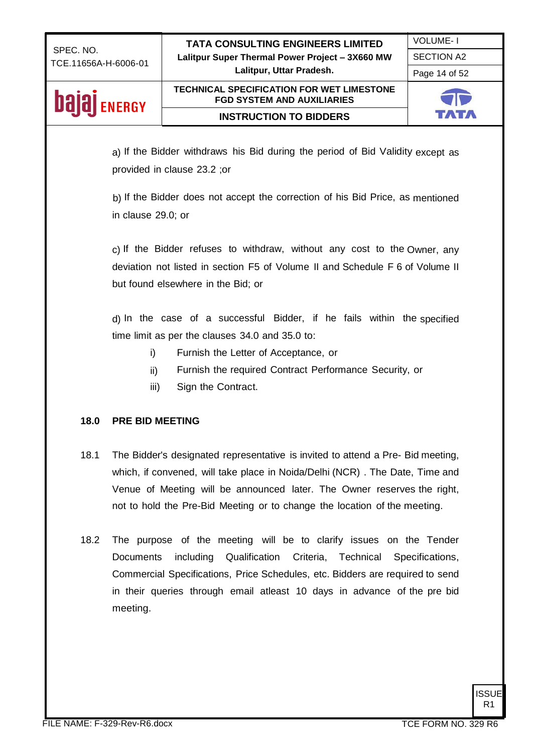a) If the Bidder withdraws his Bid during the period of Bid Validity except as provided in clause 23.2 ;or

b) If the Bidder does not accept the correction of his Bid Price, as mentioned in clause 29.0; or

c) If the Bidder refuses to withdraw, without any cost to the Owner, any deviation not listed in section F5 of Volume II and Schedule F 6 of Volume II but found elsewhere in the Bid; or

d) In the case of a successful Bidder, if he fails within the specified time limit as per the clauses 34.0 and 35.0 to:

- i) Furnish the Letter of Acceptance, or
- ii) Furnish the required Contract Performance Security, or
- iii) Sign the Contract.

## 18.0 PRE BID MEETING

18.1 The Bidder's designated representative is invited to attend a Pre- Bid meeting, which, if convened, will take place in Noida/Delhi (NCR) . The Date, Time and Venue of Meeting will be announced later. The Owner reserves the right, not to hold the Pre-Bid Meeting or to change the location of the meeting.

18.2 The purpose of the meeting will be to clarify issues on the Tender Documents including Qualification Criteria, Technical Specifications, Commercial Specifications, Price Schedules, etc. Bidders are required to send in their queries through email atleast 10 days in advance of the pre bid meeting.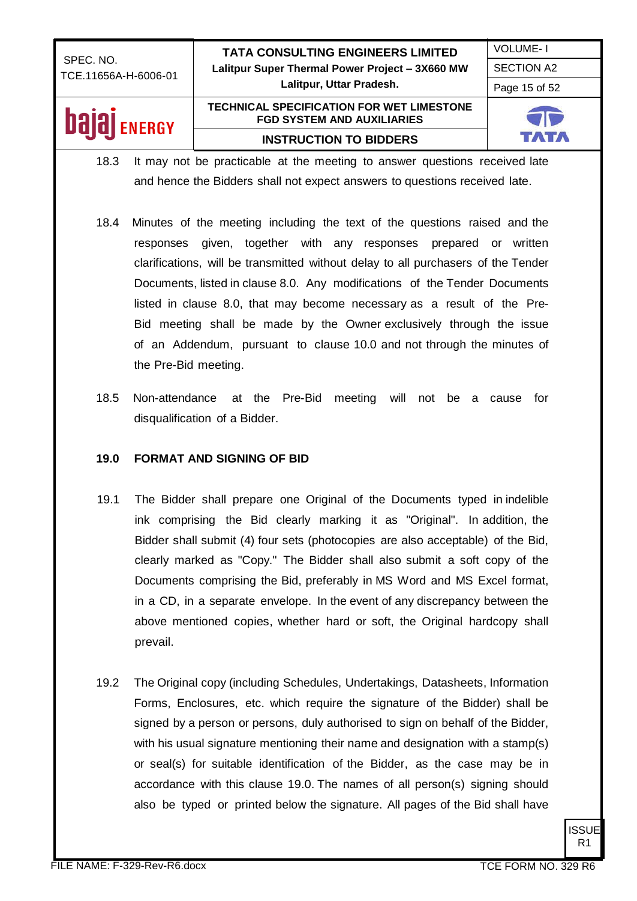18.3 It may not be practicable at the meeting to answer questions received late and hence the Bidders shall not expect answers to questions received late.

18.4 Minutes of the meeting including the text of the questions raised and the responses given, together with any responses prepared or written clarifications, will be transmitted without delay to all purchasers of the Tender Documents, listed in clause 8.0. Any modifications of the Tender Documents listed in clause 8.0, that may become necessary as a result of the Pre-Bid meeting shall be made by the Owner exclusively through the issue of an Addendum, pursuant to clause 10.0 and not through the minutes of the Pre-Bid meeting.

18.5 Non-attendance at the Pre-Bid meeting will not be a cause for disqualification of a Bidder.

## 19.0 FORMAT AND SIGNING OF BID

19.1 The Bidder shall prepare one Original of the Documents typed in indelible ink comprising the Bid clearly marking it as "Original". In addition, the Bidder shall submit (4) four sets (photocopies are also acceptable) of the Bid, clearly marked as "Copy." The Bidder shall also submit a soft copy of the Documents comprising the Bid, preferably in MS Word and MS Excel format, in a CD, in a separate envelope. In the event of any discrepancy between the above mentioned copies, whether hard or soft, the Original hardcopy shall prevail.

19.2 The Original copy (including Schedules, Undertakings, Datasheets, Information Forms, Enclosures, etc. which require the signature of the Bidder) shall be signed by a person or persons, duly authorised to sign on behalf of the Bidder, with his usual signature mentioning their name and designation with a stamp(s) or seal(s) for suitable identification of the Bidder, as the case may be in accordance with this clause 19.0. The names of all person(s) signing should also be typed or printed below the signature. All pages of the Bid shall have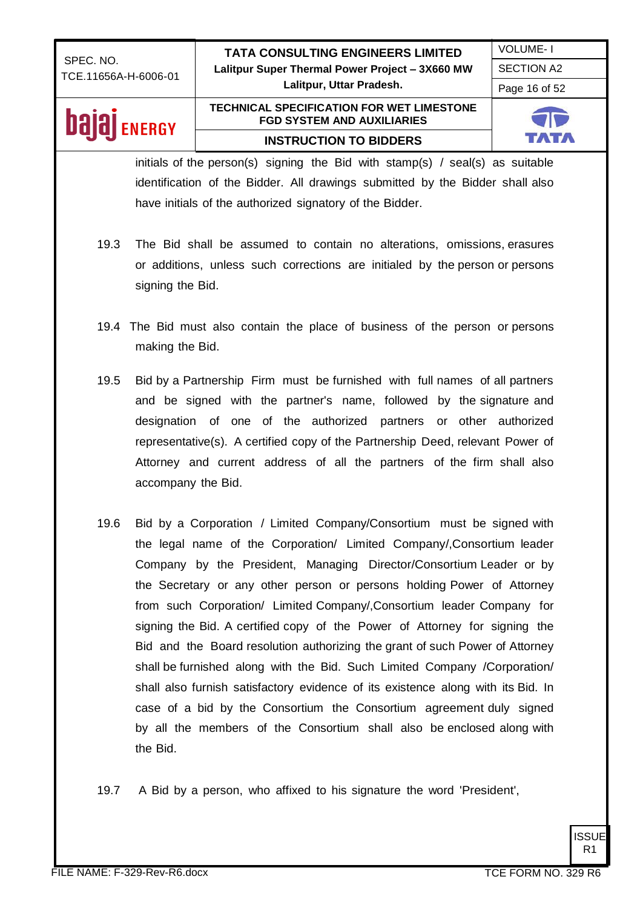initials of the person(s) signing the Bid with stamp(s) / seal(s) as suitable identification of the Bidder. All drawings submitted by the Bidder shall also have initials of the authorized signatory of the Bidder.

19.3 The Bid shall be assumed to contain no alterations, omissions, erasures or additions, unless such corrections are initialed by the person or persons signing the Bid.

19.4 The Bid must also contain the place of business of the person or persons making the Bid.

19.5 Bid by a Partnership Firm must be furnished with full names of all partners and be signed with the partner's name, followed by the signature and designation of one of the authorized partners or other authorized representative(s). A certified copy of the Partnership Deed, relevant Power of Attorney and current address of all the partners of the firm shall also accompany the Bid.

19.6 Bid by a Corporation / Limited Company/Consortium must be signed with the legal name of the Corporation/ Limited Company/,Consortium leader Company by the President, Managing Director/Consortium Leader or by the Secretary or any other person or persons holding Power of Attorney from such Corporation/ Limited Company/,Consortium leader Company for signing the Bid. A certified copy of the Power of Attorney for signing the Bid and the Board resolution authorizing the grant of such Power of Attorney shall be furnished along with the Bid. Such Limited Company /Corporation/ shall also furnish satisfactory evidence of its existence along with its Bid. In case of a bid by the Consortium the Consortium agreement duly signed by all the members of the Consortium shall also be enclosed along with the Bid.

19.7 A Bid by a person, who affixed to his signature the word 'President',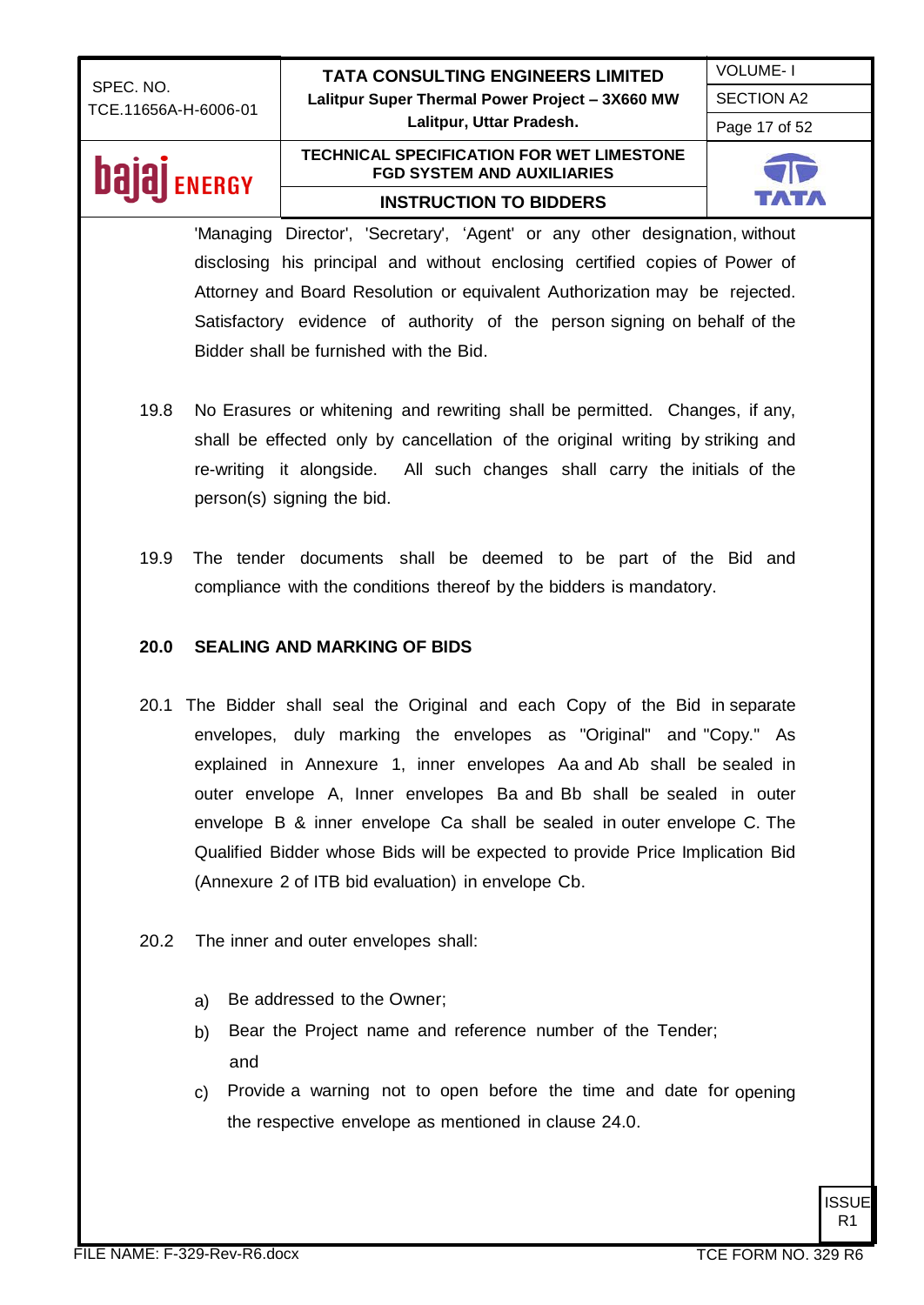'Managing Director', 'Secretary', 'Agent' or any other designation, without disclosing his principal and without enclosing certified copies of Power of Attorney and Board Resolution or equivalent Authorization may be rejected. Satisfactory evidence of authority of the person signing on behalf of the Bidder shall be furnished with the Bid.

19.8 No Erasures or whitening and rewriting shall be permitted. Changes, if any, shall be effected only by cancellation of the original writing by striking and re-writing it alongside. All such changes shall carry the initials of the person(s) signing the bid.

19.9 The tender documents shall be deemed to be part of the Bid and compliance with the conditions thereof by the bidders is mandatory.

## 20.0 SEALING AND MARKING OF BIDS

20.1 The Bidder shall seal the Original and each Copy of the Bid in separate envelopes, duly marking the envelopes as "Original" and "Copy." As explained in Annexure 1, inner envelopes Aa and Ab shall be sealed in outer envelope A, Inner envelopes Ba and Bb shall be sealed in outer envelope B & inner envelope Ca shall be sealed in outer envelope C. The Qualified Bidder whose Bids will be expected to provide Price Implication Bid (Annexure 2 of ITB bid evaluation) in envelope Cb.

20.2 The inner and outer envelopes shall:

a) Be addressed to the Owner;
b) Bear the Project name and reference number of the Tender; and
c) Provide a warning not to open before the time and date for opening the respective envelope as mentioned in clause 24.0.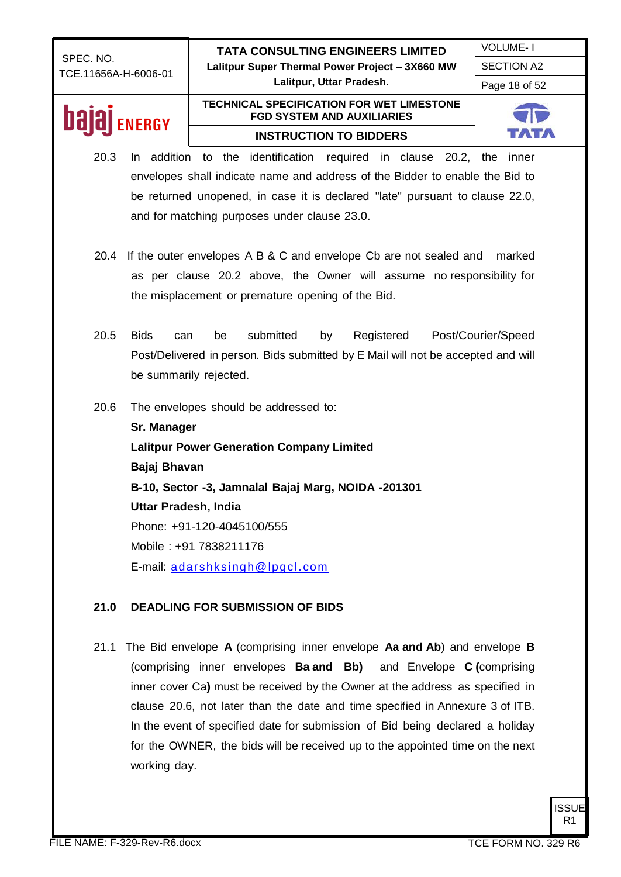20.3 In addition to the identification required in clause 20.2, the inner envelopes shall indicate name and address of the Bidder to enable the Bid to be returned unopened, in case it is declared "late" pursuant to clause 22.0, and for matching purposes under clause 23.0.

20.4 If the outer envelopes A B & C and envelope Cb are not sealed and marked as per clause 20.2 above, the Owner will assume no responsibility for the misplacement or premature opening of the Bid.

20.5 Bids can be submitted by Registered Post/Courier/Speed Post/Delivered in person. Bids submitted by E Mail will not be accepted and will be summarily rejected.

20.6 The envelopes should be addressed to:

**Sr. Manager**
**Lalitpur Power Generation Company Limited**
**Bajaj Bhavan**
**B-10, Sector -3, Jamnalal Bajaj Marg, NOIDA -201301**
**Uttar Pradesh, India**
Phone: +91-120-4045100/555
Mobile : +91 7838211176
E-mail: adarshksingh@lpgcl.com

## 21.0 DEADLING FOR SUBMISSION OF BIDS

21.1 The Bid envelope **A** (comprising inner envelope **Aa and Ab**) and envelope **B** (comprising inner envelopes **Ba and Bb)** and Envelope **C (**comprising inner cover Ca**)** must be received by the Owner at the address as specified in clause 20.6, not later than the date and time specified in Annexure 3 of ITB. In the event of specified date for submission of Bid being declared a holiday for the OWNER, the bids will be received up to the appointed time on the next working day.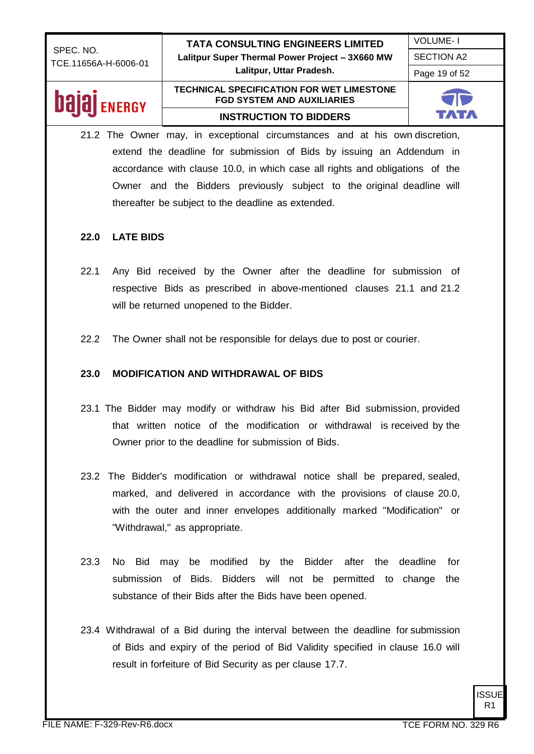21.2 The Owner may, in exceptional circumstances and at his own discretion, extend the deadline for submission of Bids by issuing an Addendum in accordance with clause 10.0, in which case all rights and obligations of the Owner and the Bidders previously subject to the original deadline will thereafter be subject to the deadline as extended.

## 22.0 LATE BIDS

22.1 Any Bid received by the Owner after the deadline for submission of respective Bids as prescribed in above-mentioned clauses 21.1 and 21.2 will be returned unopened to the Bidder.

22.2 The Owner shall not be responsible for delays due to post or courier.

## 23.0 MODIFICATION AND WITHDRAWAL OF BIDS

23.1 The Bidder may modify or withdraw his Bid after Bid submission, provided that written notice of the modification or withdrawal is received by the Owner prior to the deadline for submission of Bids.

23.2 The Bidder's modification or withdrawal notice shall be prepared, sealed, marked, and delivered in accordance with the provisions of clause 20.0, with the outer and inner envelopes additionally marked "Modification" or "Withdrawal," as appropriate.

23.3 No Bid may be modified by the Bidder after the deadline for submission of Bids. Bidders will not be permitted to change the substance of their Bids after the Bids have been opened.

23.4 Withdrawal of a Bid during the interval between the deadline for submission of Bids and expiry of the period of Bid Validity specified in clause 16.0 will result in forfeiture of Bid Security as per clause 17.7.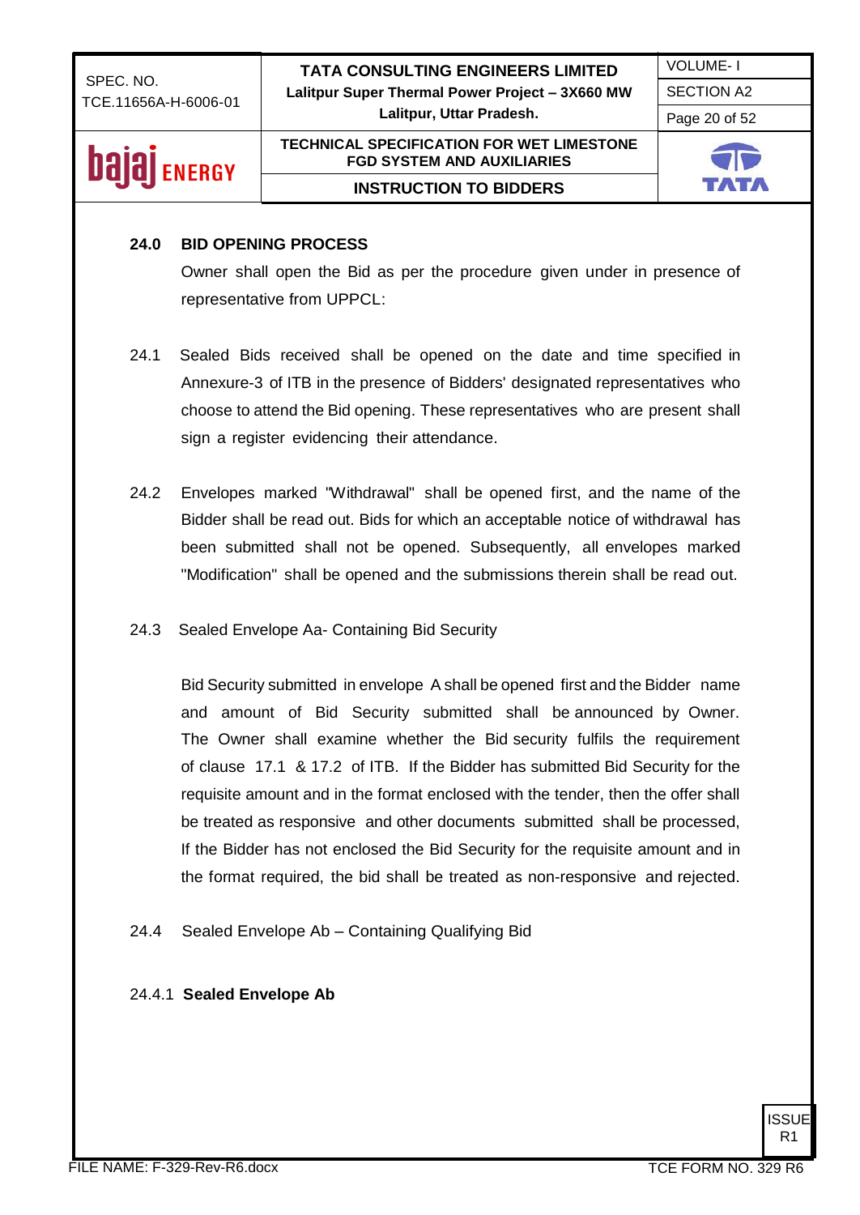## 24.0 BID OPENING PROCESS

Owner shall open the Bid as per the procedure given under in presence of representative from UPPCL:

24.1 Sealed Bids received shall be opened on the date and time specified in Annexure-3 of ITB in the presence of Bidders' designated representatives who choose to attend the Bid opening. These representatives who are present shall sign a register evidencing their attendance.

24.2 Envelopes marked "Withdrawal" shall be opened first, and the name of the Bidder shall be read out. Bids for which an acceptable notice of withdrawal has been submitted shall not be opened. Subsequently, all envelopes marked "Modification" shall be opened and the submissions therein shall be read out.

24.3 Sealed Envelope Aa- Containing Bid Security

Bid Security submitted in envelope A shall be opened first and the Bidder name and amount of Bid Security submitted shall be announced by Owner. The Owner shall examine whether the Bid security fulfils the requirement of clause 17.1 & 17.2 of ITB. If the Bidder has submitted Bid Security for the requisite amount and in the format enclosed with the tender, then the offer shall be treated as responsive and other documents submitted shall be processed, If the Bidder has not enclosed the Bid Security for the requisite amount and in the format required, the bid shall be treated as non-responsive and rejected.

24.4 Sealed Envelope Ab – Containing Qualifying Bid

24.4.1 **Sealed Envelope Ab**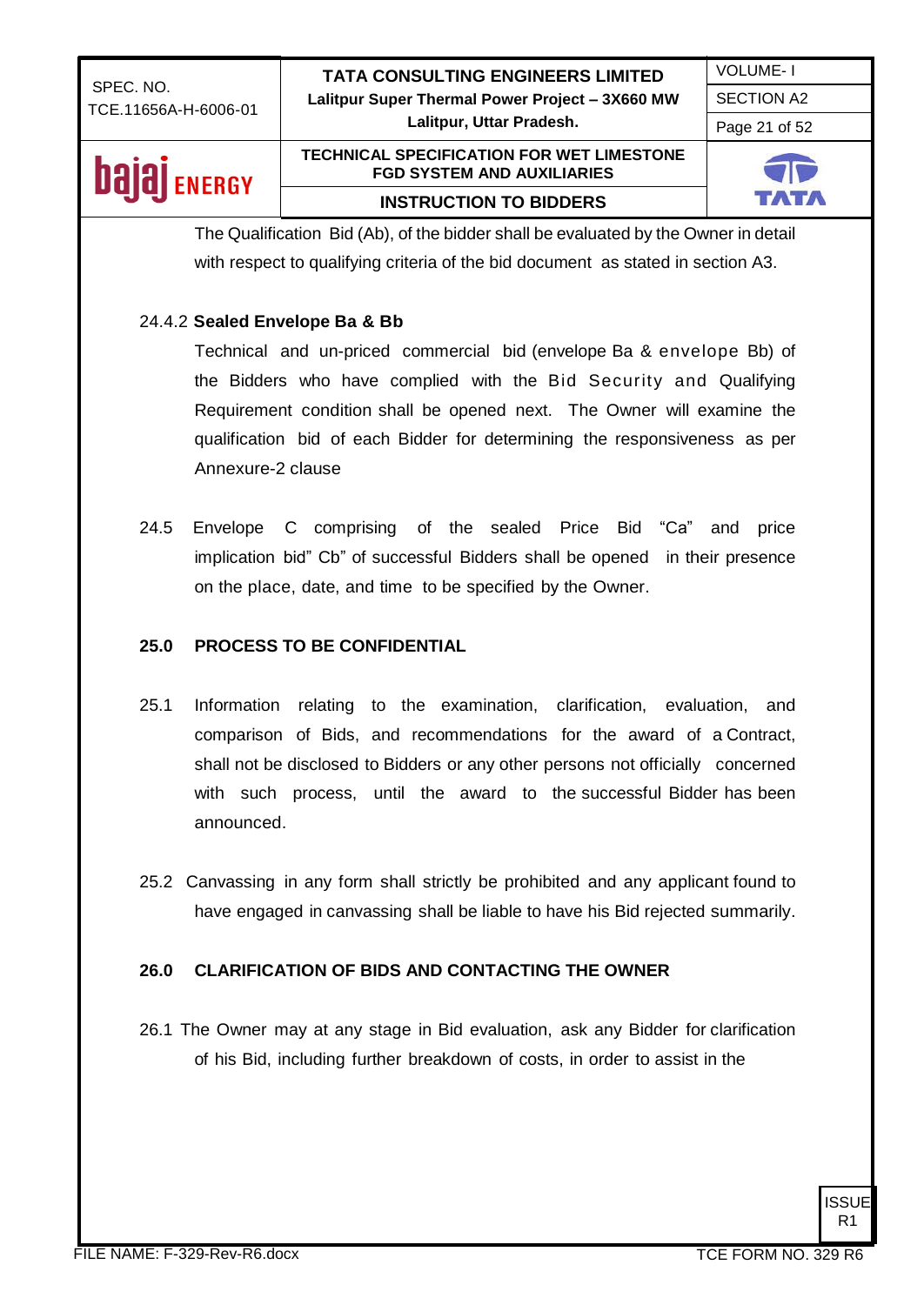The Qualification Bid (Ab), of the bidder shall be evaluated by the Owner in detail with respect to qualifying criteria of the bid document as stated in section A3.

24.4.2 **Sealed Envelope Ba & Bb**

Technical and un-priced commercial bid (envelope Ba & envelope Bb) of the Bidders who have complied with the Bid Security and Qualifying Requirement condition shall be opened next. The Owner will examine the qualification bid of each Bidder for determining the responsiveness as per Annexure-2 clause

24.5 Envelope C comprising of the sealed Price Bid "Ca" and price implication bid" Cb" of successful Bidders shall be opened in their presence on the place, date, and time to be specified by the Owner.

**25.0 PROCESS TO BE CONFIDENTIAL**

25.1 Information relating to the examination, clarification, evaluation, and comparison of Bids, and recommendations for the award of a Contract, shall not be disclosed to Bidders or any other persons not officially concerned with such process, until the award to the successful Bidder has been announced.

25.2 Canvassing in any form shall strictly be prohibited and any applicant found to have engaged in canvassing shall be liable to have his Bid rejected summarily.

**26.0 CLARIFICATION OF BIDS AND CONTACTING THE OWNER**

26.1 The Owner may at any stage in Bid evaluation, ask any Bidder for clarification of his Bid, including further breakdown of costs, in order to assist in the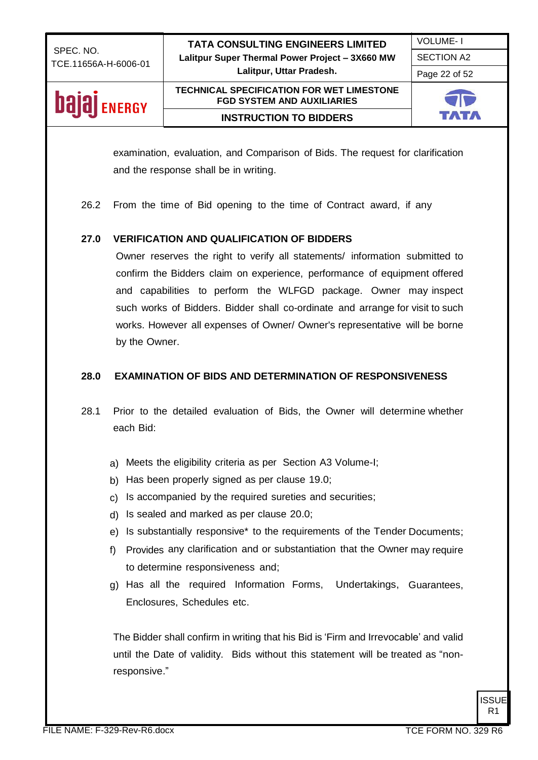examination, evaluation, and Comparison of Bids. The request for clarification and the response shall be in writing.

26.2 From the time of Bid opening to the time of Contract award, if any

**27.0 VERIFICATION AND QUALIFICATION OF BIDDERS**

Owner reserves the right to verify all statements/ information submitted to confirm the Bidders claim on experience, performance of equipment offered and capabilities to perform the WLFGD package. Owner may inspect such works of Bidders. Bidder shall co-ordinate and arrange for visit to such works. However all expenses of Owner/ Owner's representative will be borne by the Owner.

**28.0 EXAMINATION OF BIDS AND DETERMINATION OF RESPONSIVENESS**

28.1 Prior to the detailed evaluation of Bids, the Owner will determine whether each Bid:

a) Meets the eligibility criteria as per Section A3 Volume-I;
b) Has been properly signed as per clause 19.0;
c) Is accompanied by the required sureties and securities;
d) Is sealed and marked as per clause 20.0;
e) Is substantially responsive* to the requirements of the Tender Documents;
f) Provides any clarification and or substantiation that the Owner may require to determine responsiveness and;
g) Has all the required Information Forms, Undertakings, Guarantees, Enclosures, Schedules etc.

The Bidder shall confirm in writing that his Bid is 'Firm and Irrevocable' and valid until the Date of validity. Bids without this statement will be treated as "non-responsive."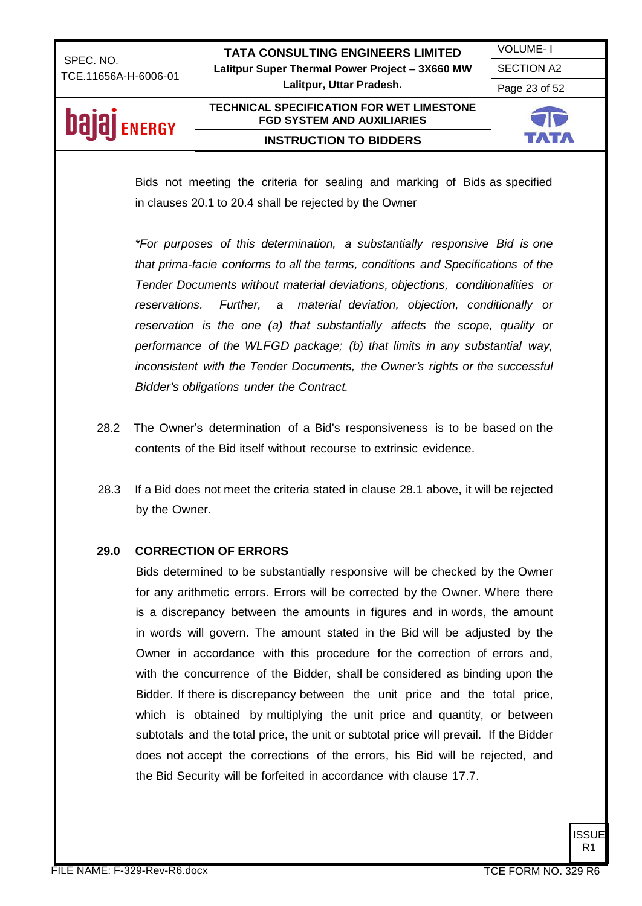Bids not meeting the criteria for sealing and marking of Bids as specified in clauses 20.1 to 20.4 shall be rejected by the Owner

*\*For purposes of this determination, a substantially responsive Bid is one that prima-facie conforms to all the terms, conditions and Specifications of the Tender Documents without material deviations, objections, conditionalities or reservations. Further, a material deviation, objection, conditionally or reservation is the one (a) that substantially affects the scope, quality or performance of the WLFGD package; (b) that limits in any substantial way, inconsistent with the Tender Documents, the Owner's rights or the successful Bidder's obligations under the Contract.*

28.2 The Owner's determination of a Bid's responsiveness is to be based on the contents of the Bid itself without recourse to extrinsic evidence.

28.3 If a Bid does not meet the criteria stated in clause 28.1 above, it will be rejected by the Owner.

**29.0 CORRECTION OF ERRORS**

Bids determined to be substantially responsive will be checked by the Owner for any arithmetic errors. Errors will be corrected by the Owner. Where there is a discrepancy between the amounts in figures and in words, the amount in words will govern. The amount stated in the Bid will be adjusted by the Owner in accordance with this procedure for the correction of errors and, with the concurrence of the Bidder, shall be considered as binding upon the Bidder. If there is discrepancy between the unit price and the total price, which is obtained by multiplying the unit price and quantity, or between subtotals and the total price, the unit or subtotal price will prevail. If the Bidder does not accept the corrections of the errors, his Bid will be rejected, and the Bid Security will be forfeited in accordance with clause 17.7.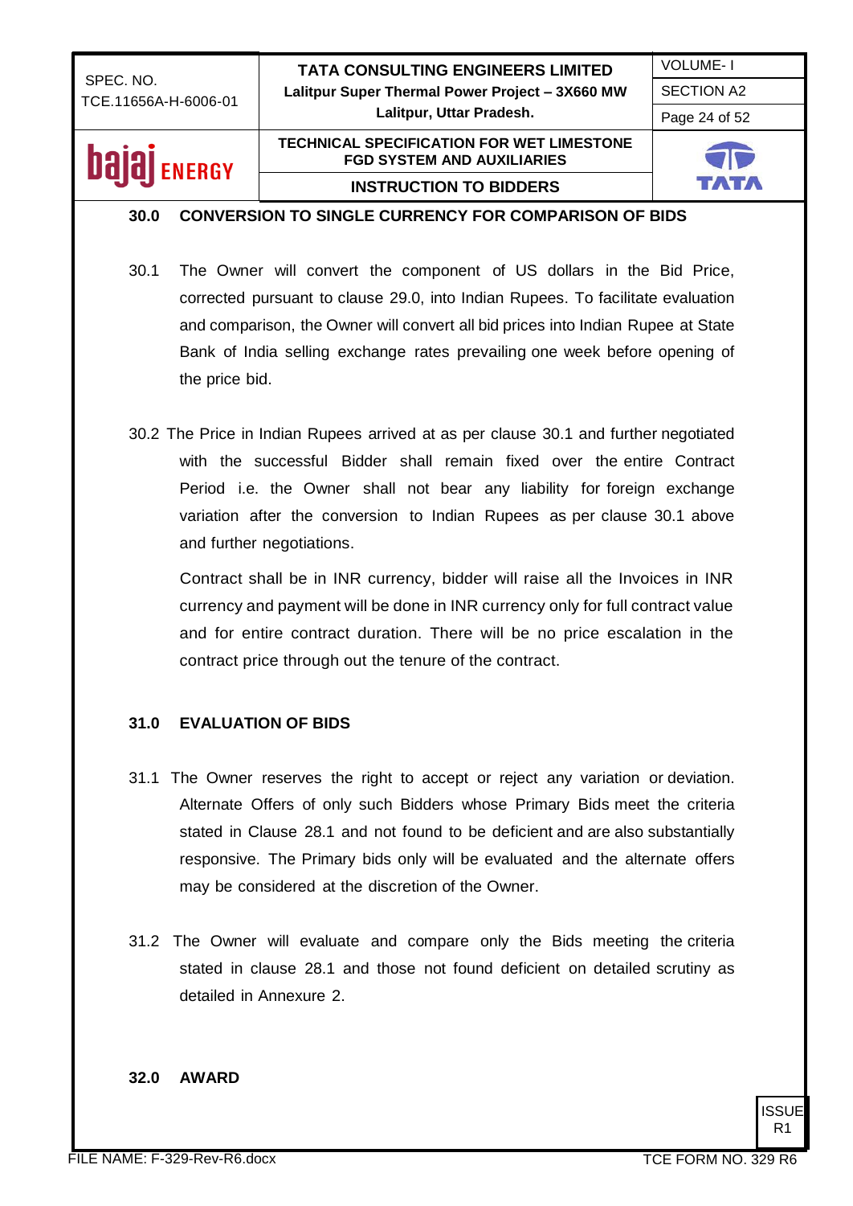## 30.0 CONVERSION TO SINGLE CURRENCY FOR COMPARISON OF BIDS

30.1 The Owner will convert the component of US dollars in the Bid Price, corrected pursuant to clause 29.0, into Indian Rupees. To facilitate evaluation and comparison, the Owner will convert all bid prices into Indian Rupee at State Bank of India selling exchange rates prevailing one week before opening of the price bid.

30.2 The Price in Indian Rupees arrived at as per clause 30.1 and further negotiated with the successful Bidder shall remain fixed over the entire Contract Period i.e. the Owner shall not bear any liability for foreign exchange variation after the conversion to Indian Rupees as per clause 30.1 above and further negotiations.

Contract shall be in INR currency, bidder will raise all the Invoices in INR currency and payment will be done in INR currency only for full contract value and for entire contract duration. There will be no price escalation in the contract price through out the tenure of the contract.

## 31.0 EVALUATION OF BIDS

31.1 The Owner reserves the right to accept or reject any variation or deviation. Alternate Offers of only such Bidders whose Primary Bids meet the criteria stated in Clause 28.1 and not found to be deficient and are also substantially responsive. The Primary bids only will be evaluated and the alternate offers may be considered at the discretion of the Owner.

31.2 The Owner will evaluate and compare only the Bids meeting the criteria stated in clause 28.1 and those not found deficient on detailed scrutiny as detailed in Annexure 2.

## 32.0 AWARD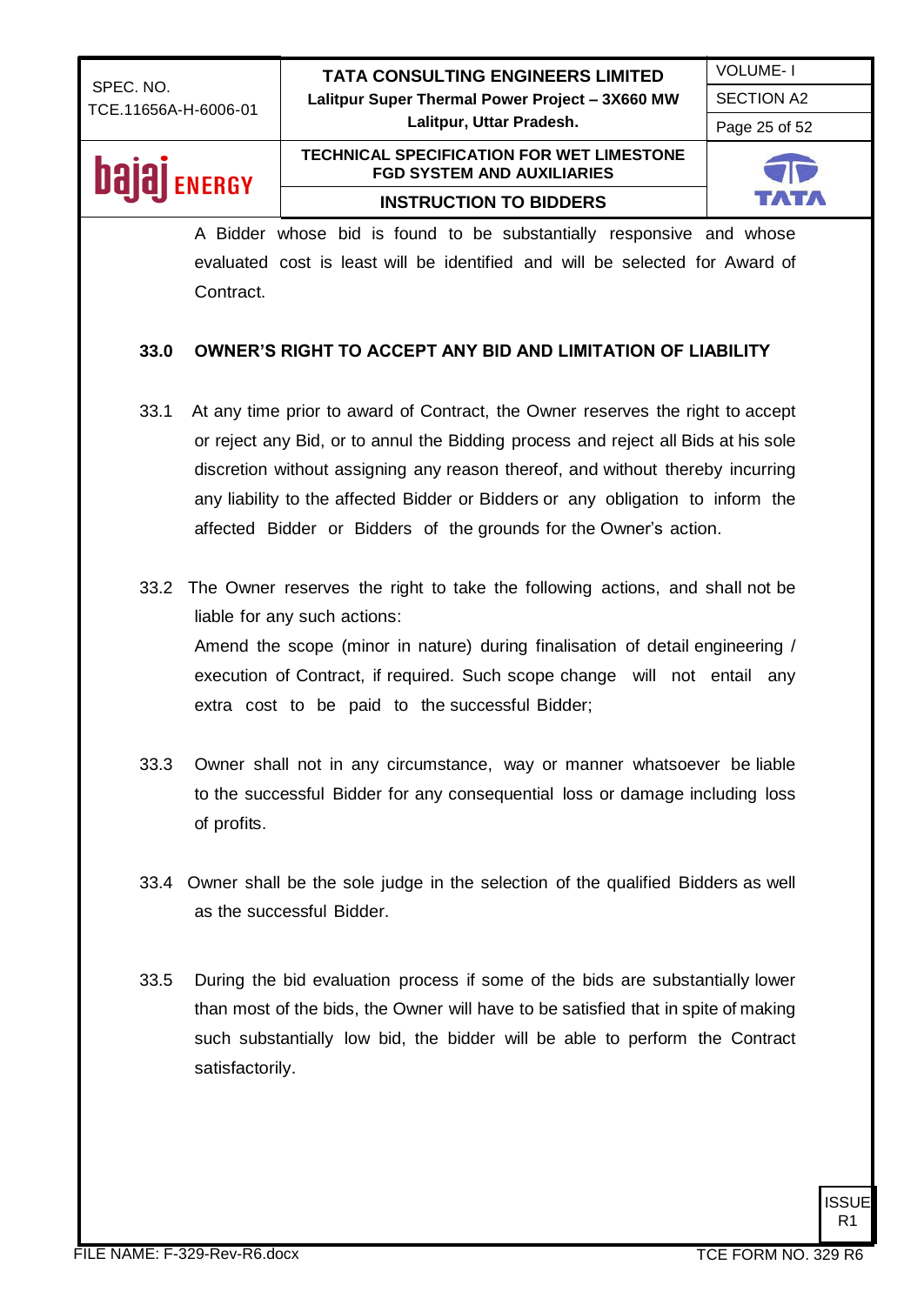A Bidder whose bid is found to be substantially responsive and whose evaluated cost is least will be identified and will be selected for Award of Contract.

## 33.0 OWNER'S RIGHT TO ACCEPT ANY BID AND LIMITATION OF LIABILITY

33.1 At any time prior to award of Contract, the Owner reserves the right to accept or reject any Bid, or to annul the Bidding process and reject all Bids at his sole discretion without assigning any reason thereof, and without thereby incurring any liability to the affected Bidder or Bidders or any obligation to inform the affected Bidder or Bidders of the grounds for the Owner's action.

33.2 The Owner reserves the right to take the following actions, and shall not be liable for any such actions:

Amend the scope (minor in nature) during finalisation of detail engineering / execution of Contract, if required. Such scope change will not entail any extra cost to be paid to the successful Bidder;

33.3 Owner shall not in any circumstance, way or manner whatsoever be liable to the successful Bidder for any consequential loss or damage including loss of profits.

33.4 Owner shall be the sole judge in the selection of the qualified Bidders as well as the successful Bidder.

33.5 During the bid evaluation process if some of the bids are substantially lower than most of the bids, the Owner will have to be satisfied that in spite of making such substantially low bid, the bidder will be able to perform the Contract satisfactorily.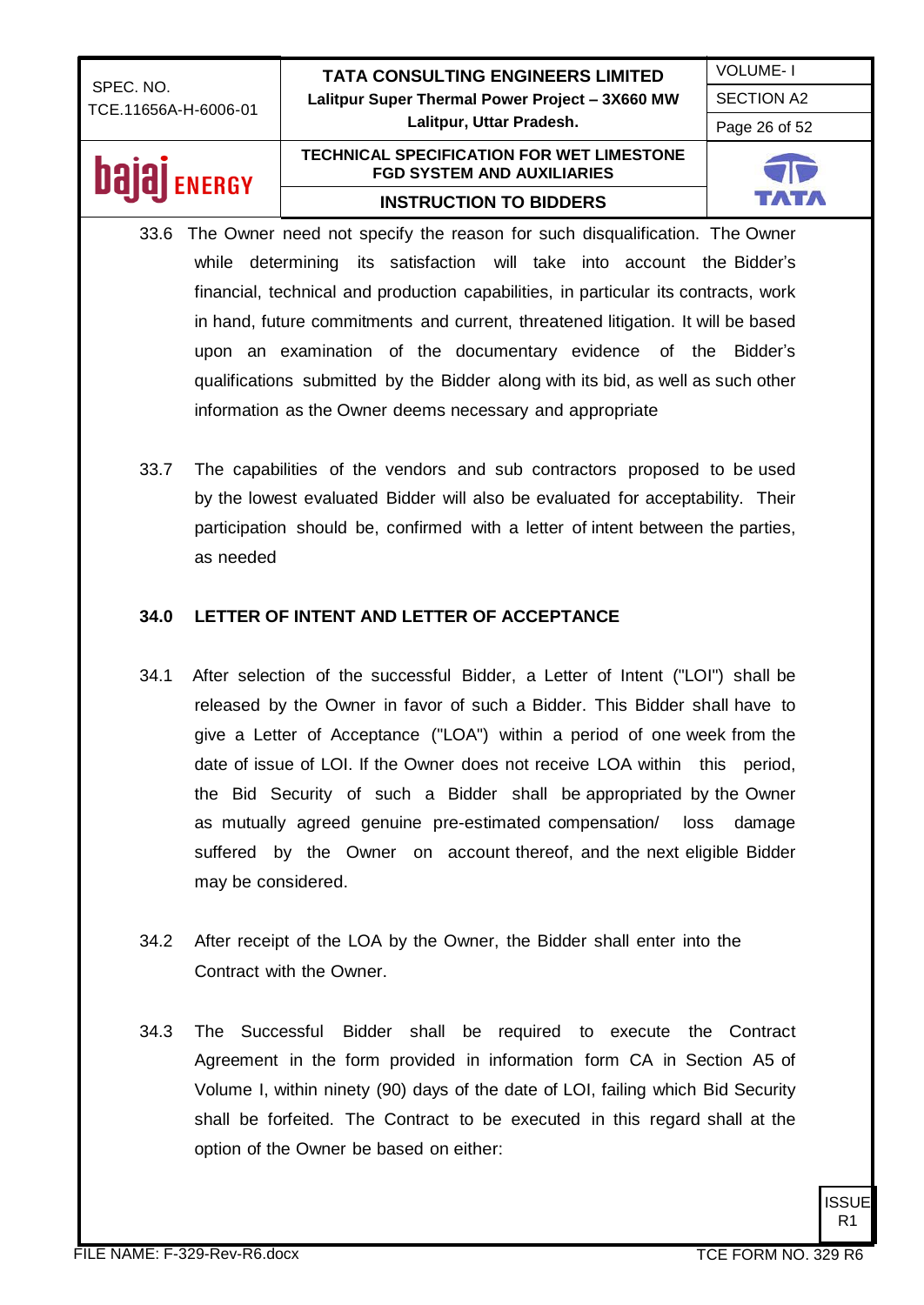33.6 The Owner need not specify the reason for such disqualification. The Owner while determining its satisfaction will take into account the Bidder's financial, technical and production capabilities, in particular its contracts, work in hand, future commitments and current, threatened litigation. It will be based upon an examination of the documentary evidence of the Bidder's qualifications submitted by the Bidder along with its bid, as well as such other information as the Owner deems necessary and appropriate

33.7 The capabilities of the vendors and sub contractors proposed to be used by the lowest evaluated Bidder will also be evaluated for acceptability. Their participation should be, confirmed with a letter of intent between the parties, as needed

## 34.0 LETTER OF INTENT AND LETTER OF ACCEPTANCE

34.1 After selection of the successful Bidder, a Letter of Intent ("LOI") shall be released by the Owner in favor of such a Bidder. This Bidder shall have to give a Letter of Acceptance ("LOA") within a period of one week from the date of issue of LOI. If the Owner does not receive LOA within this period, the Bid Security of such a Bidder shall be appropriated by the Owner as mutually agreed genuine pre-estimated compensation/ loss damage suffered by the Owner on account thereof, and the next eligible Bidder may be considered.

34.2 After receipt of the LOA by the Owner, the Bidder shall enter into the Contract with the Owner.

34.3 The Successful Bidder shall be required to execute the Contract Agreement in the form provided in information form CA in Section A5 of Volume I, within ninety (90) days of the date of LOI, failing which Bid Security shall be forfeited. The Contract to be executed in this regard shall at the option of the Owner be based on either: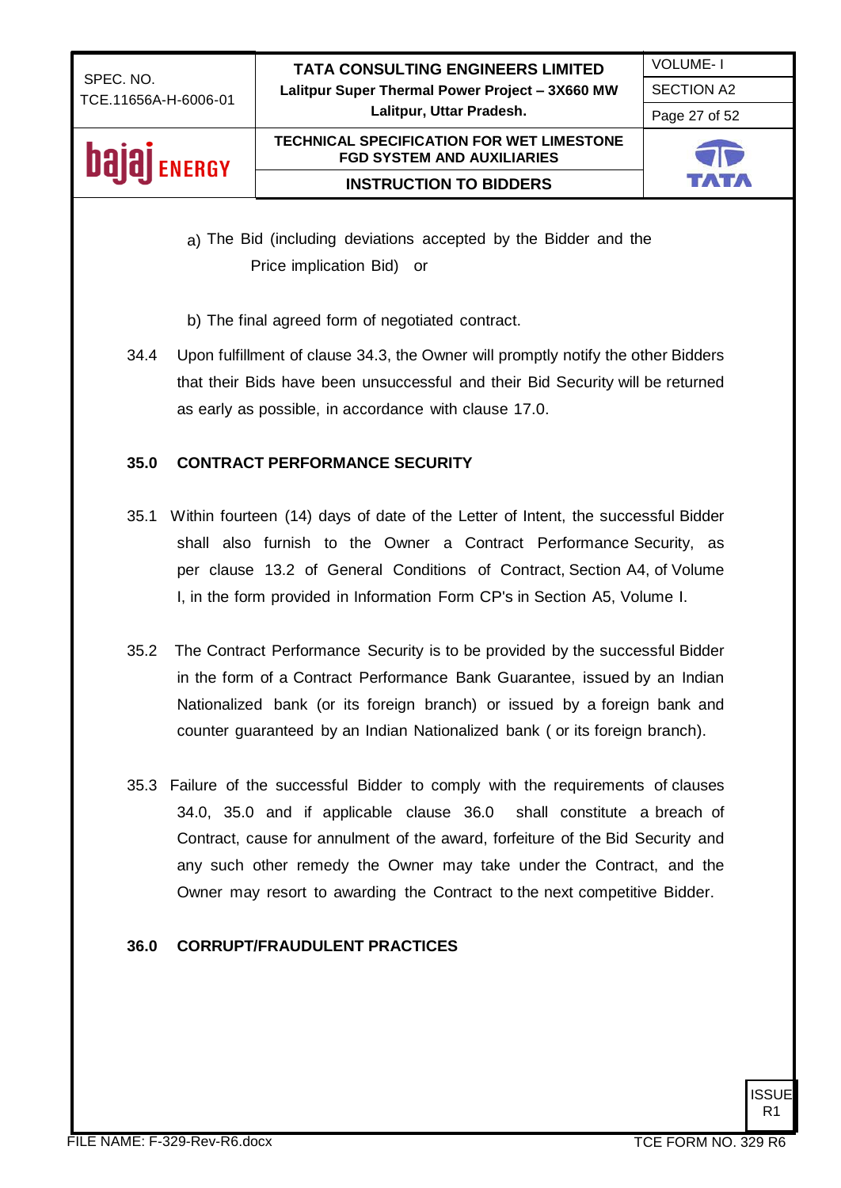a) The Bid (including deviations accepted by the Bidder and the Price implication Bid) or

b) The final agreed form of negotiated contract.

34.4 Upon fulfillment of clause 34.3, the Owner will promptly notify the other Bidders that their Bids have been unsuccessful and their Bid Security will be returned as early as possible, in accordance with clause 17.0.

## 35.0 CONTRACT PERFORMANCE SECURITY

35.1 Within fourteen (14) days of date of the Letter of Intent, the successful Bidder shall also furnish to the Owner a Contract Performance Security, as per clause 13.2 of General Conditions of Contract, Section A4, of Volume I, in the form provided in Information Form CP's in Section A5, Volume I.

35.2 The Contract Performance Security is to be provided by the successful Bidder in the form of a Contract Performance Bank Guarantee, issued by an Indian Nationalized bank (or its foreign branch) or issued by a foreign bank and counter guaranteed by an Indian Nationalized bank ( or its foreign branch).

35.3 Failure of the successful Bidder to comply with the requirements of clauses 34.0, 35.0 and if applicable clause 36.0 shall constitute a breach of Contract, cause for annulment of the award, forfeiture of the Bid Security and any such other remedy the Owner may take under the Contract, and the Owner may resort to awarding the Contract to the next competitive Bidder.

## 36.0 CORRUPT/FRAUDULENT PRACTICES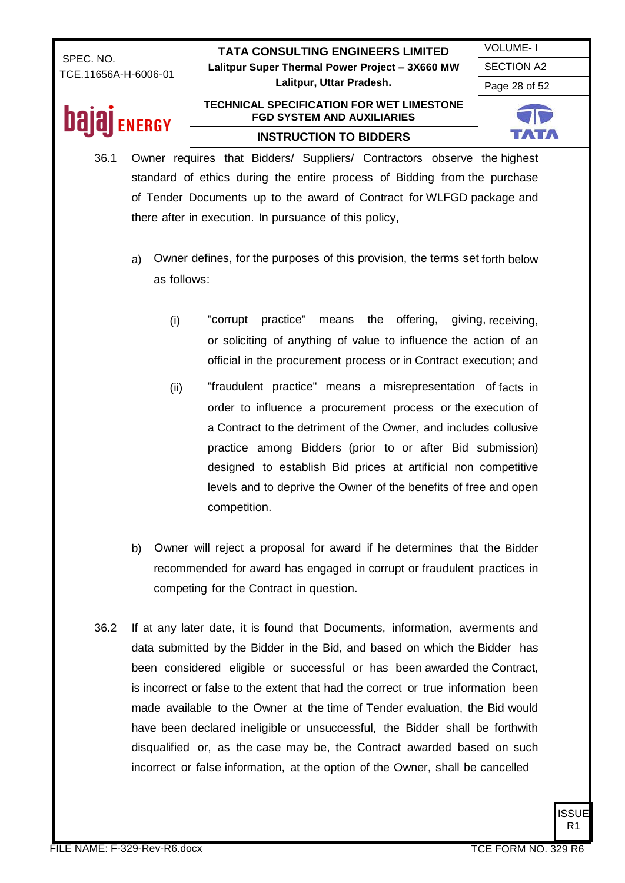36.1 Owner requires that Bidders/ Suppliers/ Contractors observe the highest standard of ethics during the entire process of Bidding from the purchase of Tender Documents up to the award of Contract for WLFGD package and there after in execution. In pursuance of this policy,

a) Owner defines, for the purposes of this provision, the terms set forth below as follows:

   (i) "corrupt practice" means the offering, giving, receiving, or soliciting of anything of value to influence the action of an official in the procurement process or in Contract execution; and

   (ii) "fraudulent practice" means a misrepresentation of facts in order to influence a procurement process or the execution of a Contract to the detriment of the Owner, and includes collusive practice among Bidders (prior to or after Bid submission) designed to establish Bid prices at artificial non competitive levels and to deprive the Owner of the benefits of free and open competition.

b) Owner will reject a proposal for award if he determines that the Bidder recommended for award has engaged in corrupt or fraudulent practices in competing for the Contract in question.

36.2 If at any later date, it is found that Documents, information, averments and data submitted by the Bidder in the Bid, and based on which the Bidder has been considered eligible or successful or has been awarded the Contract, is incorrect or false to the extent that had the correct or true information been made available to the Owner at the time of Tender evaluation, the Bid would have been declared ineligible or unsuccessful, the Bidder shall be forthwith disqualified or, as the case may be, the Contract awarded based on such incorrect or false information, at the option of the Owner, shall be cancelled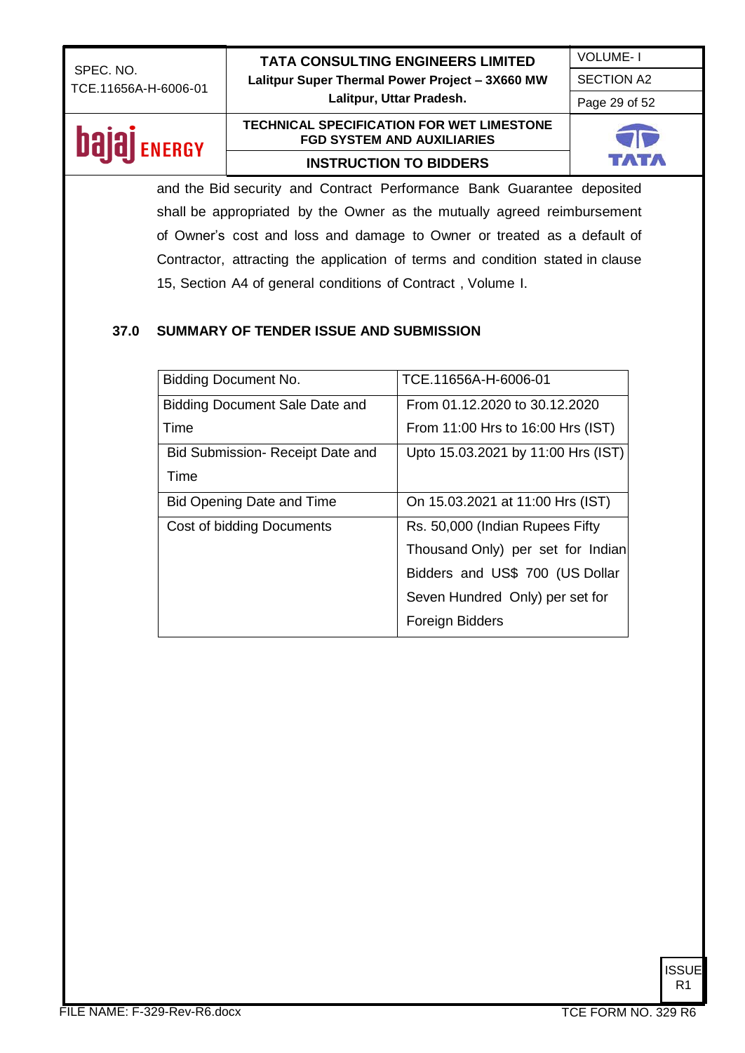and the Bid security and Contract Performance Bank Guarantee deposited shall be appropriated by the Owner as the mutually agreed reimbursement of Owner's cost and loss and damage to Owner or treated as a default of Contractor, attracting the application of terms and condition stated in clause 15, Section A4 of general conditions of Contract , Volume I.

## 37.0 SUMMARY OF TENDER ISSUE AND SUBMISSION

| Bidding Document No. | TCE.11656A-H-6006-01 |
|---|---|
| Bidding Document Sale Date and Time | From 01.12.2020 to 30.12.2020 From 11:00 Hrs to 16:00 Hrs (IST) |
| Bid Submission- Receipt Date and Time | Upto 15.03.2021 by 11:00 Hrs (IST) |
| Bid Opening Date and Time | On 15.03.2021 at 11:00 Hrs (IST) |
| Cost of bidding Documents | Rs. 50,000 (Indian Rupees Fifty Thousand Only) per set for Indian Bidders and US$ 700 (US Dollar Seven Hundred Only) per set for Foreign Bidders |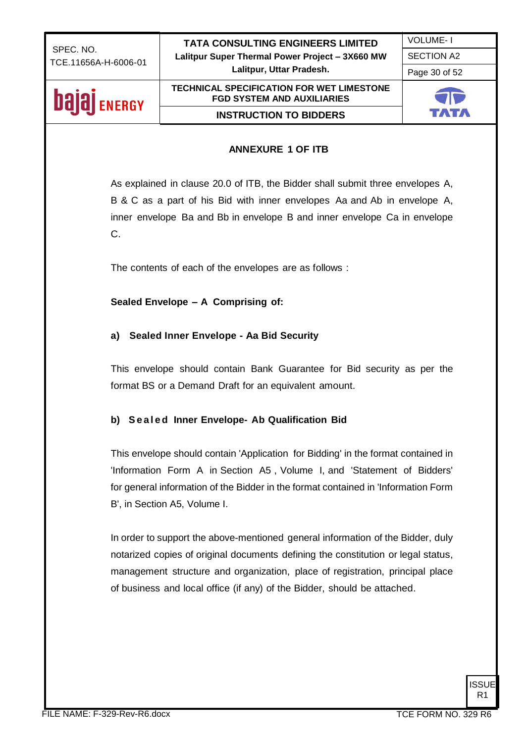## ANNEXURE 1 OF ITB

As explained in clause 20.0 of ITB, the Bidder shall submit three envelopes A, B & C as a part of his Bid with inner envelopes Aa and Ab in envelope A, inner envelope Ba and Bb in envelope B and inner envelope Ca in envelope C.

The contents of each of the envelopes are as follows :

**Sealed Envelope – A Comprising of:**

**a) Sealed Inner Envelope - Aa Bid Security**

This envelope should contain Bank Guarantee for Bid security as per the format BS or a Demand Draft for an equivalent amount.

**b) Sealed Inner Envelope- Ab Qualification Bid**

This envelope should contain 'Application for Bidding' in the format contained in 'Information Form A in Section A5 , Volume I, and 'Statement of Bidders' for general information of the Bidder in the format contained in 'Information Form B', in Section A5, Volume I.

In order to support the above-mentioned general information of the Bidder, duly notarized copies of original documents defining the constitution or legal status, management structure and organization, place of registration, principal place of business and local office (if any) of the Bidder, should be attached.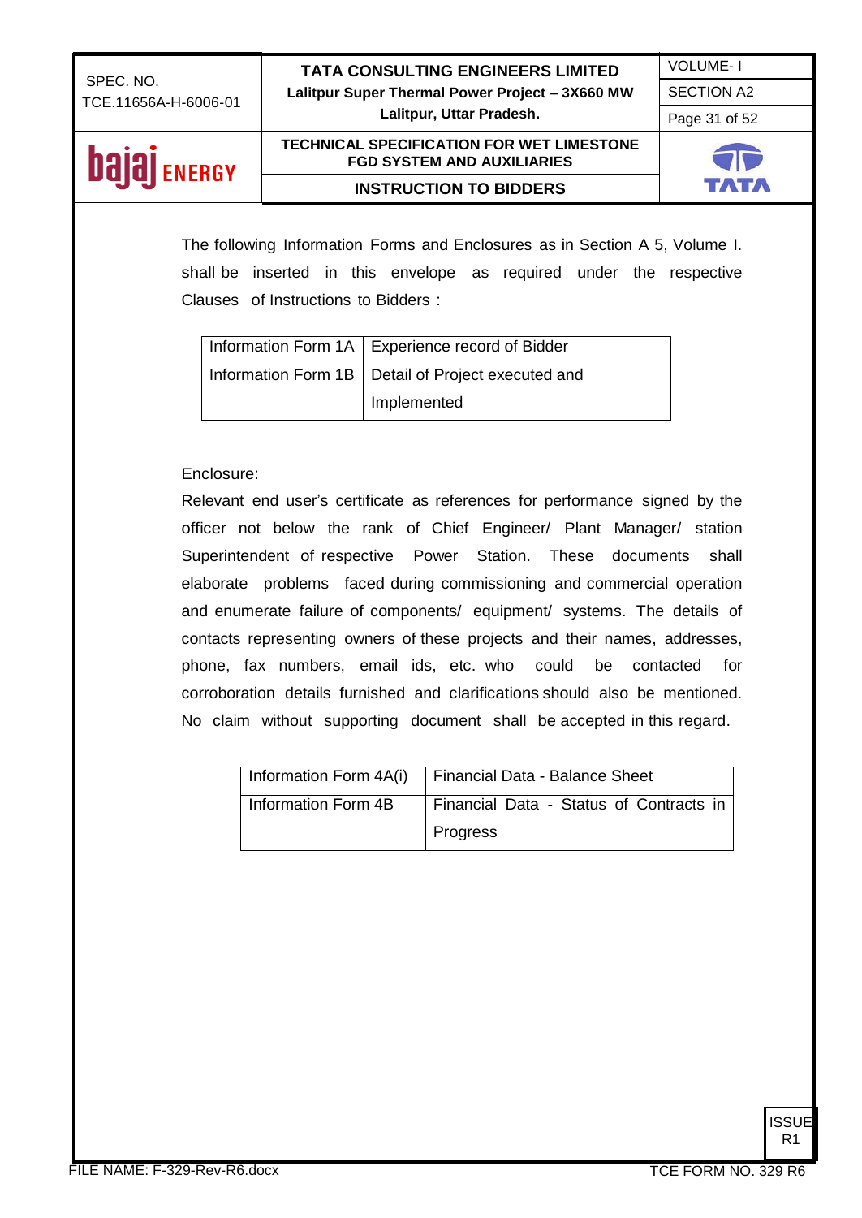The following Information Forms and Enclosures as in Section A 5, Volume I. shall be inserted in this envelope as required under the respective Clauses of Instructions to Bidders :

| Information Form 1A | Experience record of Bidder |
|---|---|
| Information Form 1B | Detail of Project executed and Implemented |

Enclosure:

Relevant end user's certificate as references for performance signed by the officer not below the rank of Chief Engineer/ Plant Manager/ station Superintendent of respective Power Station. These documents shall elaborate problems faced during commissioning and commercial operation and enumerate failure of components/ equipment/ systems. The details of contacts representing owners of these projects and their names, addresses, phone, fax numbers, email ids, etc. who could be contacted for corroboration details furnished and clarifications should also be mentioned. No claim without supporting document shall be accepted in this regard.

| Information Form 4A(i) | Financial Data - Balance Sheet |
|---|---|
| Information Form 4B | Financial Data - Status of Contracts in Progress |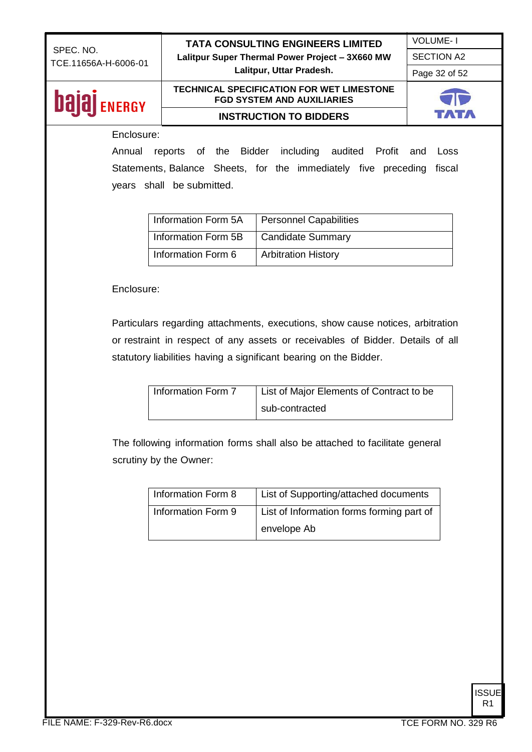Enclosure:

Annual reports of the Bidder including audited Profit and Loss Statements, Balance Sheets, for the immediately five preceding fiscal years shall be submitted.

| Information Form 5A | Personnel Capabilities |
|---|---|
| Information Form 5B | Candidate Summary |
| Information Form 6 | Arbitration History |

Enclosure:

Particulars regarding attachments, executions, show cause notices, arbitration or restraint in respect of any assets or receivables of Bidder. Details of all statutory liabilities having a significant bearing on the Bidder.

| Information Form 7 | List of Major Elements of Contract to be sub-contracted |
|---|---|

The following information forms shall also be attached to facilitate general scrutiny by the Owner:

| Information Form 8 | List of Supporting/attached documents |
|---|---|
| Information Form 9 | List of Information forms forming part of envelope Ab |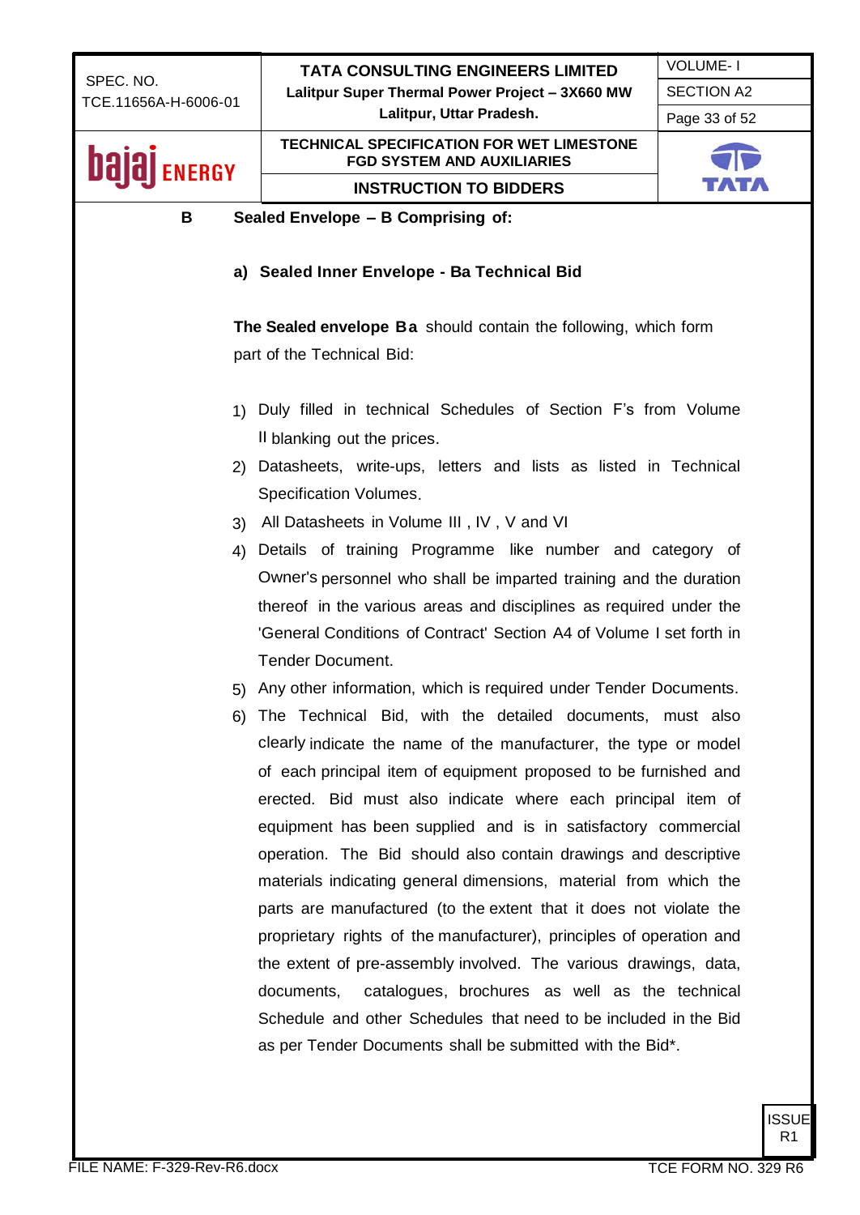**B Sealed Envelope – B Comprising of:**

**a) Sealed Inner Envelope - Ba Technical Bid**

**The Sealed envelope Ba** should contain the following, which form part of the Technical Bid:

1) Duly filled in technical Schedules of Section F's from Volume II blanking out the prices.
2) Datasheets, write-ups, letters and lists as listed in Technical Specification Volumes.
3) All Datasheets in Volume III , IV , V and VI
4) Details of training Programme like number and category of Owner's personnel who shall be imparted training and the duration thereof in the various areas and disciplines as required under the 'General Conditions of Contract' Section A4 of Volume I set forth in Tender Document.
5) Any other information, which is required under Tender Documents.
6) The Technical Bid, with the detailed documents, must also clearly indicate the name of the manufacturer, the type or model of each principal item of equipment proposed to be furnished and erected. Bid must also indicate where each principal item of equipment has been supplied and is in satisfactory commercial operation. The Bid should also contain drawings and descriptive materials indicating general dimensions, material from which the parts are manufactured (to the extent that it does not violate the proprietary rights of the manufacturer), principles of operation and the extent of pre-assembly involved. The various drawings, data, documents, catalogues, brochures as well as the technical Schedule and other Schedules that need to be included in the Bid as per Tender Documents shall be submitted with the Bid*.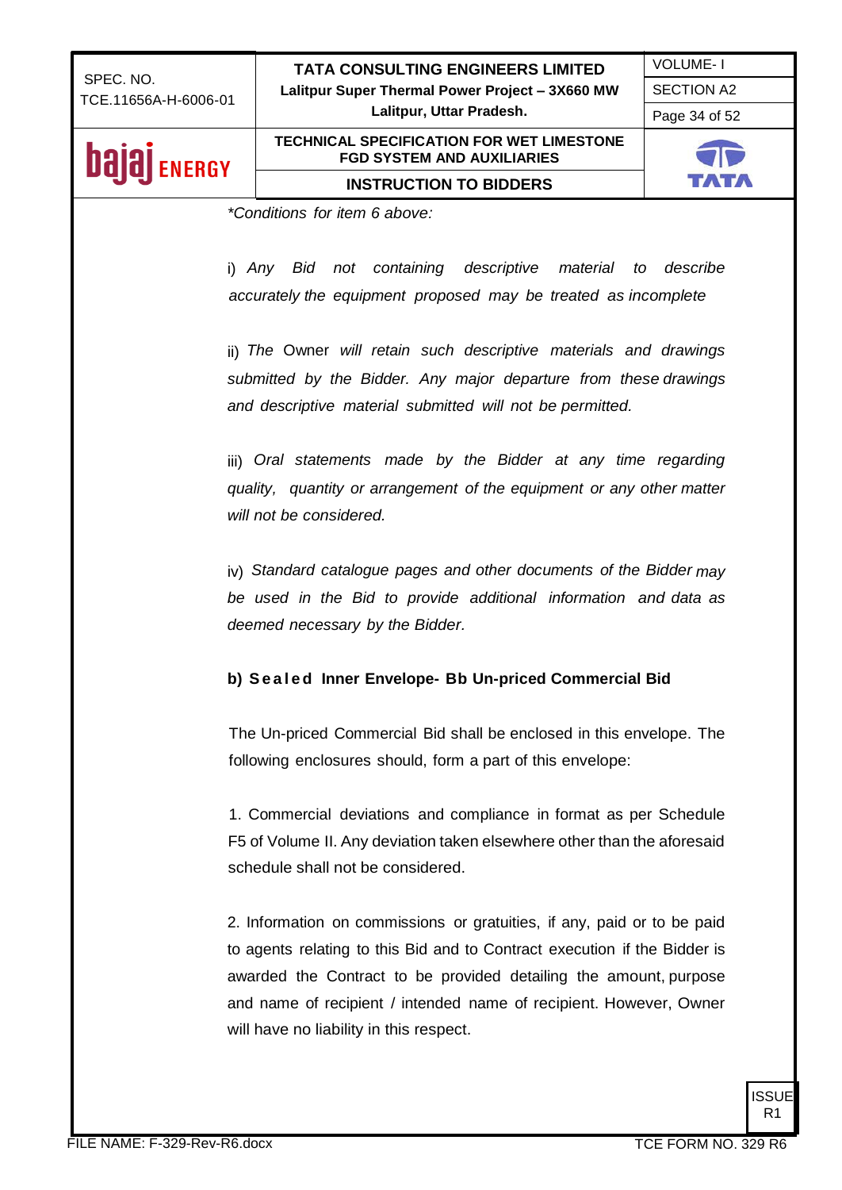*Conditions for item 6 above:*

i) *Any Bid not containing descriptive material to describe accurately the equipment proposed may be treated as incomplete*

ii) *The* Owner *will retain such descriptive materials and drawings submitted by the Bidder. Any major departure from these drawings and descriptive material submitted will not be permitted.*

iii) *Oral statements made by the Bidder at any time regarding quality, quantity or arrangement of the equipment or any other matter will not be considered.*

iv) *Standard catalogue pages and other documents of the Bidder may be used in the Bid to provide additional information and data as deemed necessary by the Bidder.*

**b) Sealed Inner Envelope- Bb Un-priced Commercial Bid**

The Un-priced Commercial Bid shall be enclosed in this envelope. The following enclosures should, form a part of this envelope:

1. Commercial deviations and compliance in format as per Schedule F5 of Volume II. Any deviation taken elsewhere other than the aforesaid schedule shall not be considered.

2. Information on commissions or gratuities, if any, paid or to be paid to agents relating to this Bid and to Contract execution if the Bidder is awarded the Contract to be provided detailing the amount, purpose and name of recipient / intended name of recipient. However, Owner will have no liability in this respect.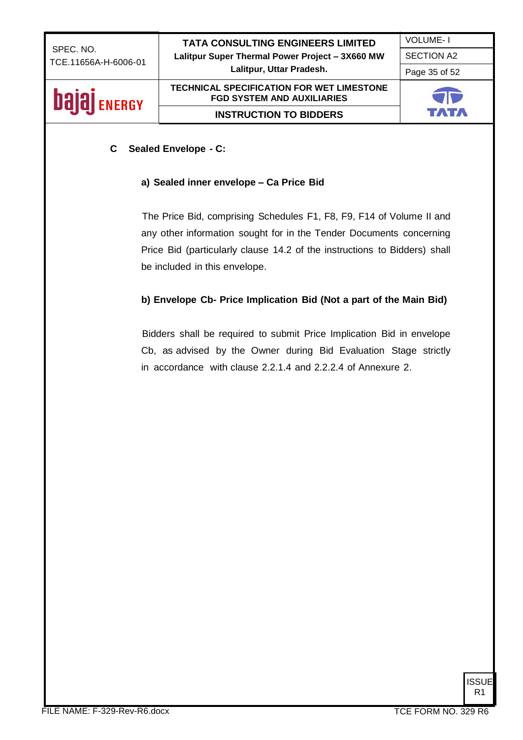**C Sealed Envelope - C:**

**a) Sealed inner envelope – Ca Price Bid**

The Price Bid, comprising Schedules F1, F8, F9, F14 of Volume II and any other information sought for in the Tender Documents concerning Price Bid (particularly clause 14.2 of the instructions to Bidders) shall be included in this envelope.

**b) Envelope Cb- Price Implication Bid (Not a part of the Main Bid)**

Bidders shall be required to submit Price Implication Bid in envelope Cb, as advised by the Owner during Bid Evaluation Stage strictly in accordance with clause 2.2.1.4 and 2.2.2.4 of Annexure 2.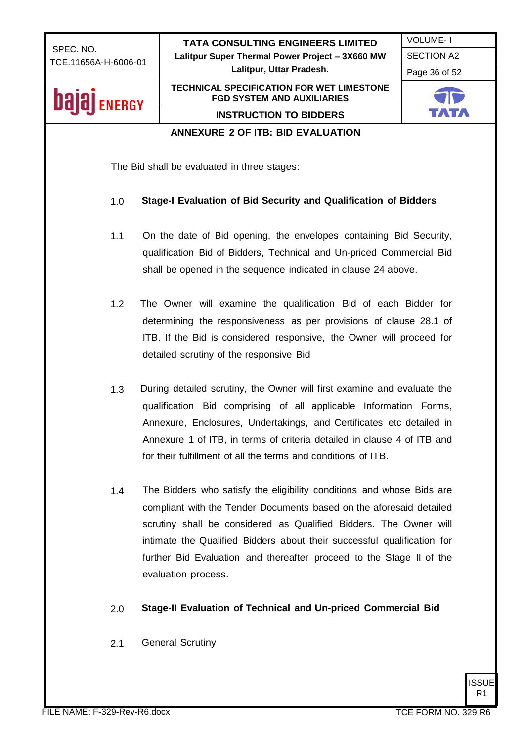## ANNEXURE 2 OF ITB: BID EVALUATION

The Bid shall be evaluated in three stages:

### 1.0 Stage-I Evaluation of Bid Security and Qualification of Bidders

1.1 On the date of Bid opening, the envelopes containing Bid Security, qualification Bid of Bidders, Technical and Un-priced Commercial Bid shall be opened in the sequence indicated in clause 24 above.

1.2 The Owner will examine the qualification Bid of each Bidder for determining the responsiveness as per provisions of clause 28.1 of ITB. If the Bid is considered responsive, the Owner will proceed for detailed scrutiny of the responsive Bid

1.3 During detailed scrutiny, the Owner will first examine and evaluate the qualification Bid comprising of all applicable Information Forms, Annexure, Enclosures, Undertakings, and Certificates etc detailed in Annexure 1 of ITB, in terms of criteria detailed in clause 4 of ITB and for their fulfillment of all the terms and conditions of ITB.

1.4 The Bidders who satisfy the eligibility conditions and whose Bids are compliant with the Tender Documents based on the aforesaid detailed scrutiny shall be considered as Qualified Bidders. The Owner will intimate the Qualified Bidders about their successful qualification for further Bid Evaluation and thereafter proceed to the Stage II of the evaluation process.

### 2.0 Stage-II Evaluation of Technical and Un-priced Commercial Bid

2.1 General Scrutiny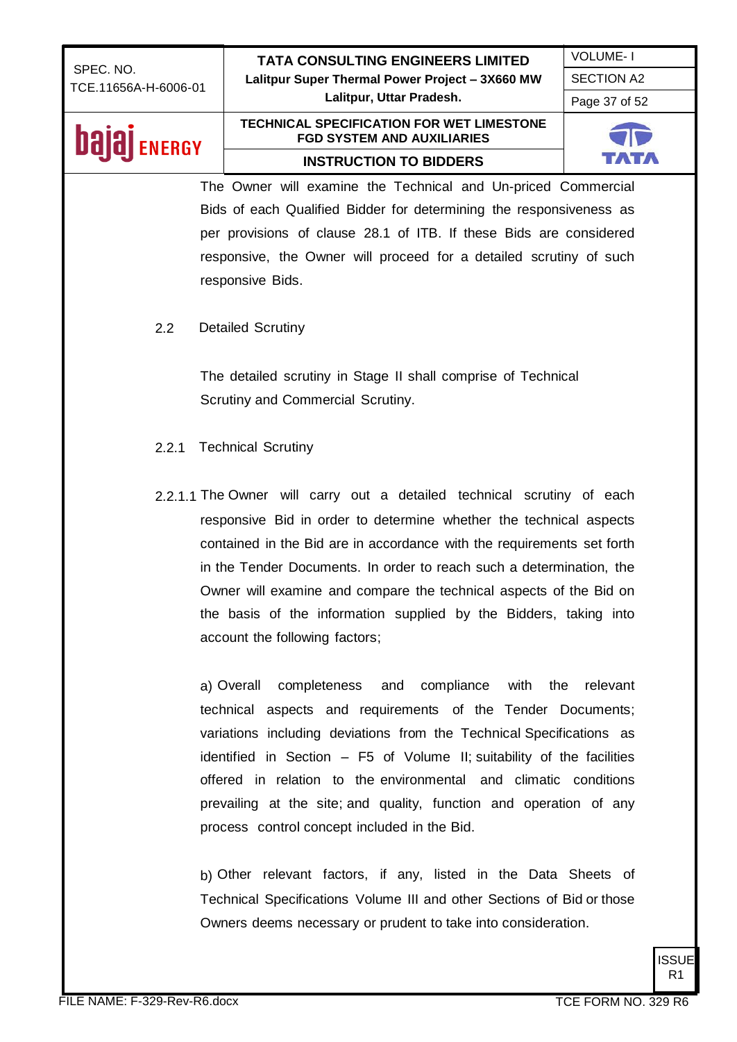The Owner will examine the Technical and Un-priced Commercial Bids of each Qualified Bidder for determining the responsiveness as per provisions of clause 28.1 of ITB. If these Bids are considered responsive, the Owner will proceed for a detailed scrutiny of such responsive Bids.

2.2 Detailed Scrutiny

The detailed scrutiny in Stage II shall comprise of Technical Scrutiny and Commercial Scrutiny.

2.2.1 Technical Scrutiny

2.2.1.1 The Owner will carry out a detailed technical scrutiny of each responsive Bid in order to determine whether the technical aspects contained in the Bid are in accordance with the requirements set forth in the Tender Documents. In order to reach such a determination, the Owner will examine and compare the technical aspects of the Bid on the basis of the information supplied by the Bidders, taking into account the following factors;

a) Overall completeness and compliance with the relevant technical aspects and requirements of the Tender Documents; variations including deviations from the Technical Specifications as identified in Section – F5 of Volume II; suitability of the facilities offered in relation to the environmental and climatic conditions prevailing at the site; and quality, function and operation of any process control concept included in the Bid.

b) Other relevant factors, if any, listed in the Data Sheets of Technical Specifications Volume III and other Sections of Bid or those Owners deems necessary or prudent to take into consideration.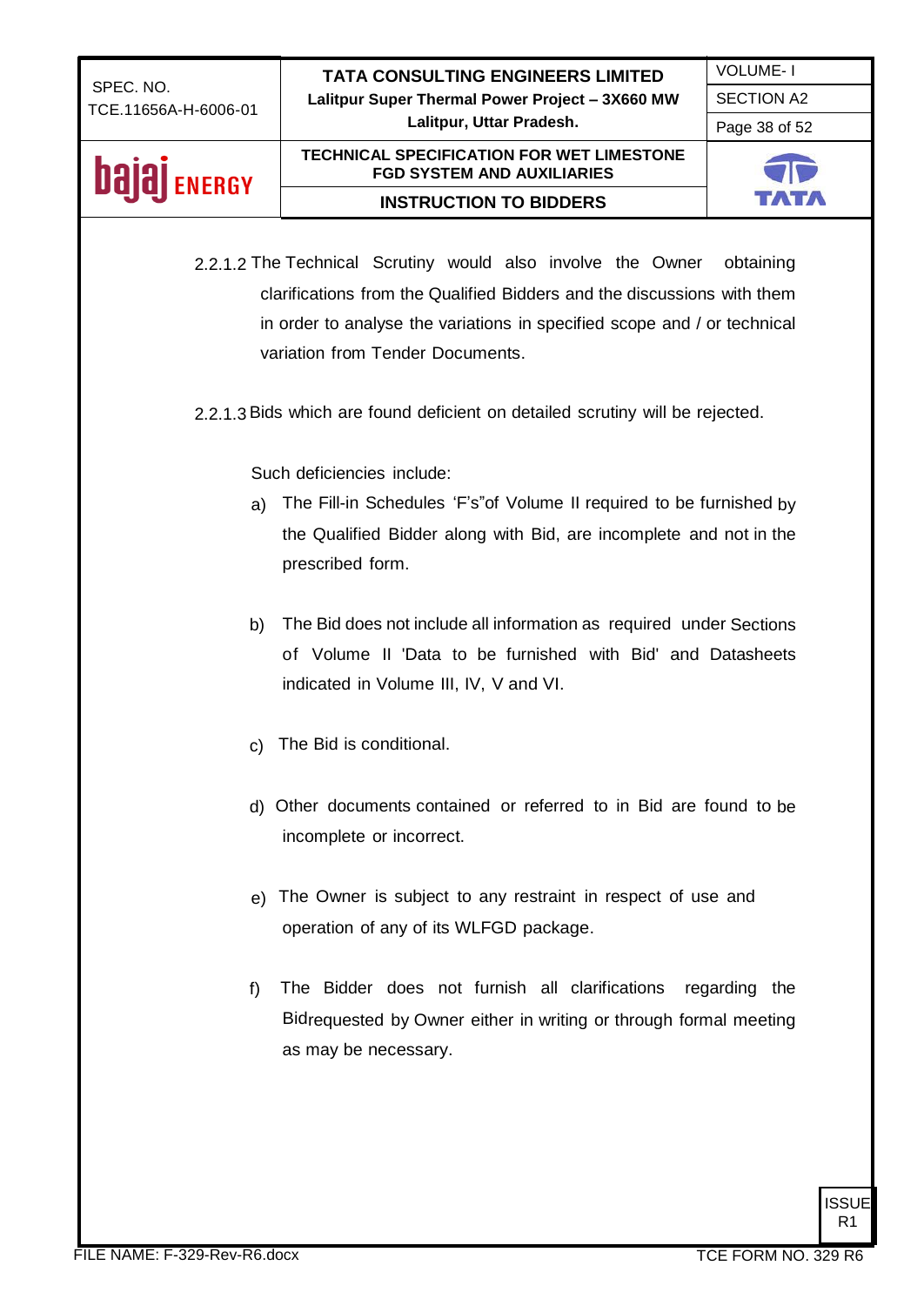2.2.1.2 The Technical Scrutiny would also involve the Owner obtaining clarifications from the Qualified Bidders and the discussions with them in order to analyse the variations in specified scope and / or technical variation from Tender Documents.

2.2.1.3 Bids which are found deficient on detailed scrutiny will be rejected.

Such deficiencies include:

a) The Fill-in Schedules ‘F’s”of Volume II required to be furnished by the Qualified Bidder along with Bid, are incomplete and not in the prescribed form.

b) The Bid does not include all information as required under Sections of Volume II 'Data to be furnished with Bid' and Datasheets indicated in Volume III, IV, V and VI.

c) The Bid is conditional.

d) Other documents contained or referred to in Bid are found to be incomplete or incorrect.

e) The Owner is subject to any restraint in respect of use and operation of any of its WLFGD package.

f) The Bidder does not furnish all clarifications regarding the Bidrequested by Owner either in writing or through formal meeting as may be necessary.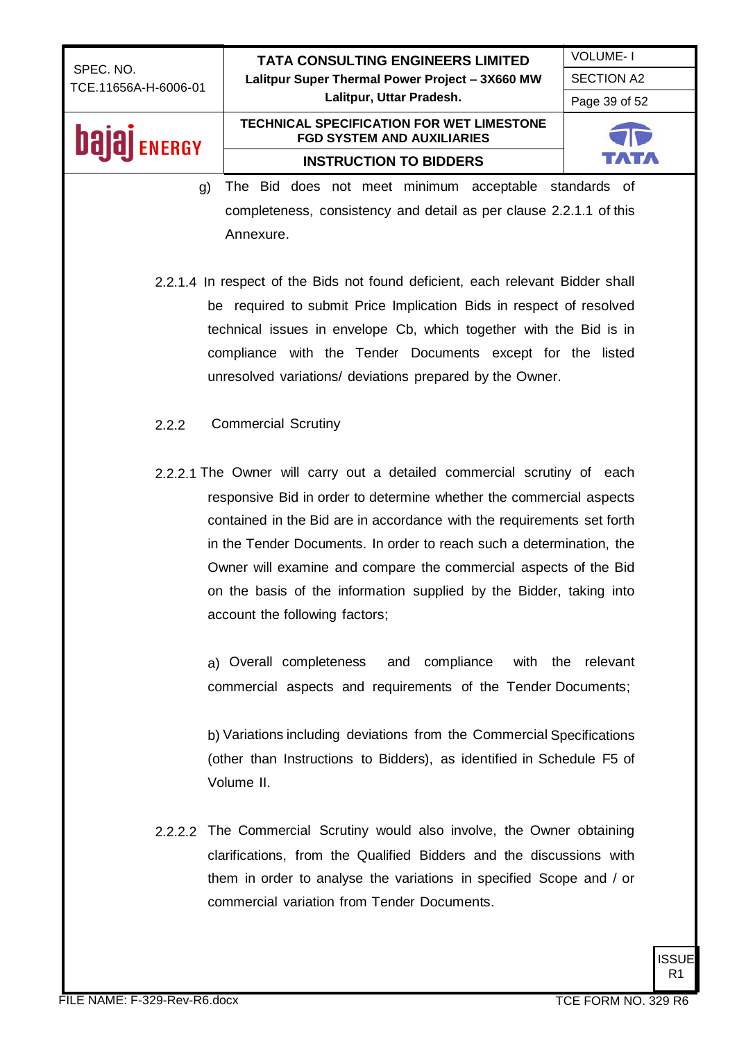g) The Bid does not meet minimum acceptable standards of completeness, consistency and detail as per clause 2.2.1.1 of this Annexure.

2.2.1.4 In respect of the Bids not found deficient, each relevant Bidder shall be required to submit Price Implication Bids in respect of resolved technical issues in envelope Cb, which together with the Bid is in compliance with the Tender Documents except for the listed unresolved variations/ deviations prepared by the Owner.

2.2.2 Commercial Scrutiny

2.2.2.1 The Owner will carry out a detailed commercial scrutiny of each responsive Bid in order to determine whether the commercial aspects contained in the Bid are in accordance with the requirements set forth in the Tender Documents. In order to reach such a determination, the Owner will examine and compare the commercial aspects of the Bid on the basis of the information supplied by the Bidder, taking into account the following factors;

a) Overall completeness and compliance with the relevant commercial aspects and requirements of the Tender Documents;

b) Variations including deviations from the Commercial Specifications (other than Instructions to Bidders), as identified in Schedule F5 of Volume II.

2.2.2.2 The Commercial Scrutiny would also involve, the Owner obtaining clarifications, from the Qualified Bidders and the discussions with them in order to analyse the variations in specified Scope and / or commercial variation from Tender Documents.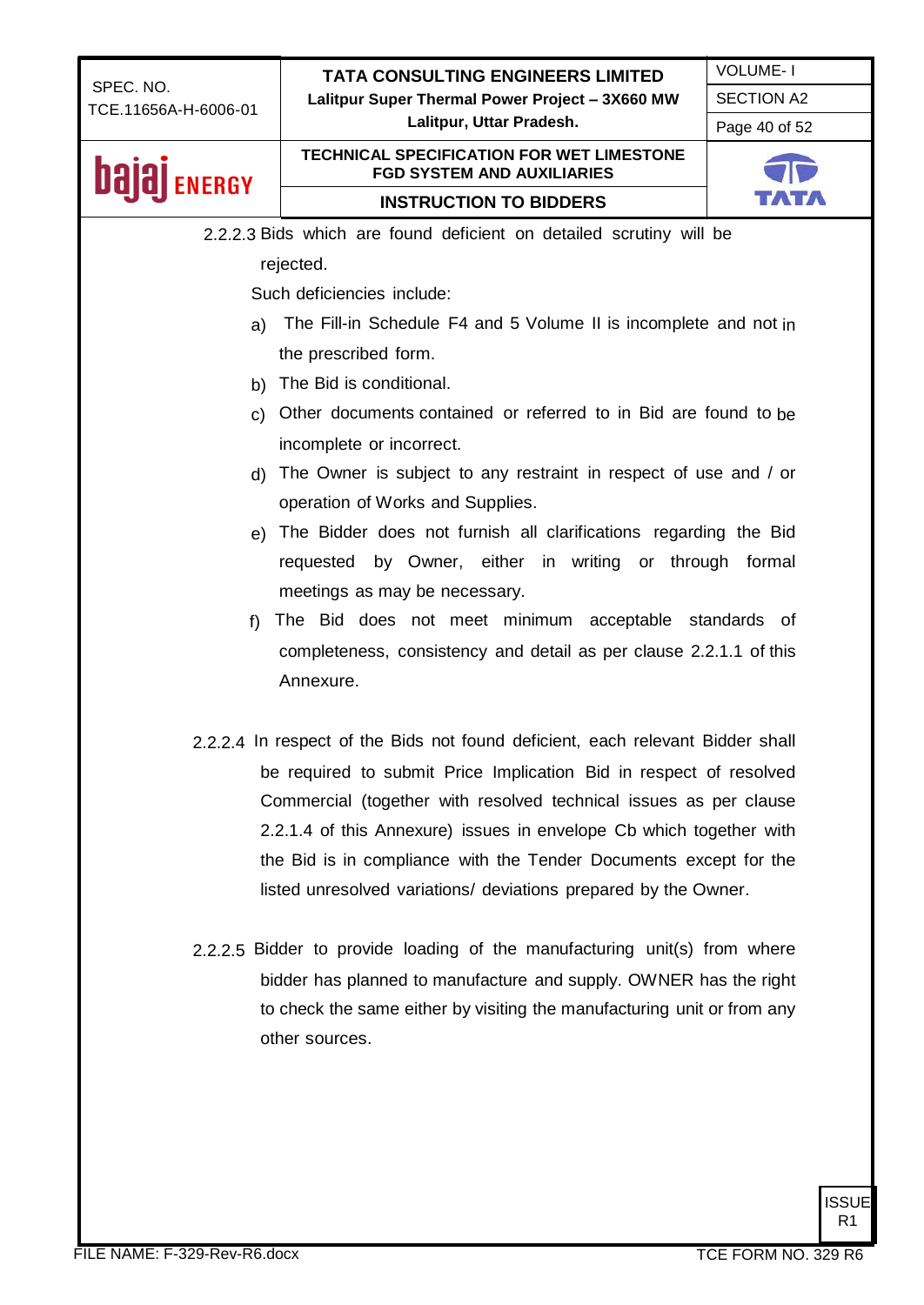2.2.2.3 Bids which are found deficient on detailed scrutiny will be rejected.

Such deficiencies include:

a) The Fill-in Schedule F4 and 5 Volume II is incomplete and not in the prescribed form.

b) The Bid is conditional.

c) Other documents contained or referred to in Bid are found to be incomplete or incorrect.

d) The Owner is subject to any restraint in respect of use and / or operation of Works and Supplies.

e) The Bidder does not furnish all clarifications regarding the Bid requested by Owner, either in writing or through formal meetings as may be necessary.

f) The Bid does not meet minimum acceptable standards of completeness, consistency and detail as per clause 2.2.1.1 of this Annexure.

2.2.2.4 In respect of the Bids not found deficient, each relevant Bidder shall be required to submit Price Implication Bid in respect of resolved Commercial (together with resolved technical issues as per clause 2.2.1.4 of this Annexure) issues in envelope Cb which together with the Bid is in compliance with the Tender Documents except for the listed unresolved variations/ deviations prepared by the Owner.

2.2.2.5 Bidder to provide loading of the manufacturing unit(s) from where bidder has planned to manufacture and supply. OWNER has the right to check the same either by visiting the manufacturing unit or from any other sources.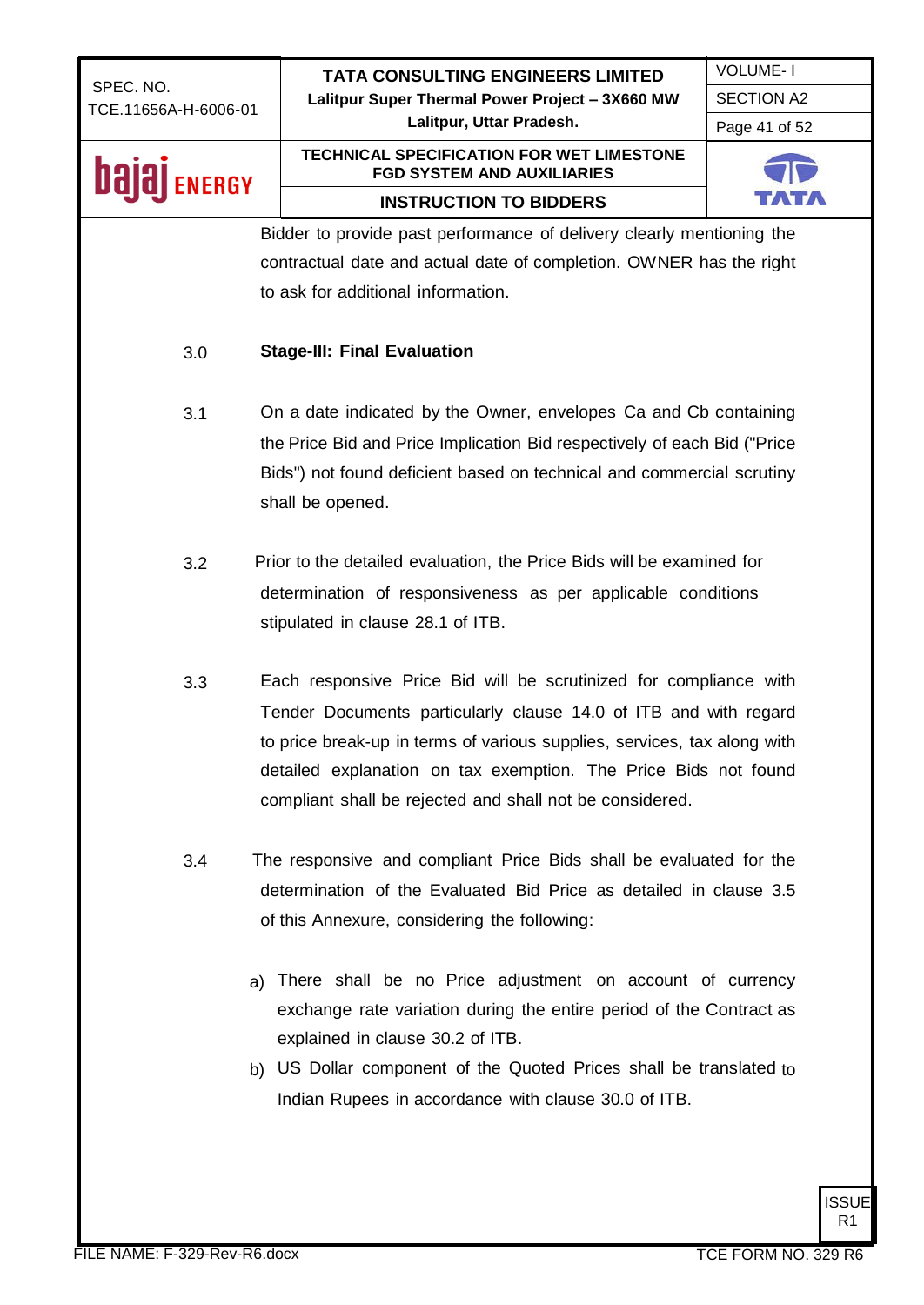Bidder to provide past performance of delivery clearly mentioning the contractual date and actual date of completion. OWNER has the right to ask for additional information.

3.0 **Stage-III: Final Evaluation**

3.1 On a date indicated by the Owner, envelopes Ca and Cb containing the Price Bid and Price Implication Bid respectively of each Bid ("Price Bids") not found deficient based on technical and commercial scrutiny shall be opened.

3.2 Prior to the detailed evaluation, the Price Bids will be examined for determination of responsiveness as per applicable conditions stipulated in clause 28.1 of ITB.

3.3 Each responsive Price Bid will be scrutinized for compliance with Tender Documents particularly clause 14.0 of ITB and with regard to price break-up in terms of various supplies, services, tax along with detailed explanation on tax exemption. The Price Bids not found compliant shall be rejected and shall not be considered.

3.4 The responsive and compliant Price Bids shall be evaluated for the determination of the Evaluated Bid Price as detailed in clause 3.5 of this Annexure, considering the following:

a) There shall be no Price adjustment on account of currency exchange rate variation during the entire period of the Contract as explained in clause 30.2 of ITB.

b) US Dollar component of the Quoted Prices shall be translated to Indian Rupees in accordance with clause 30.0 of ITB.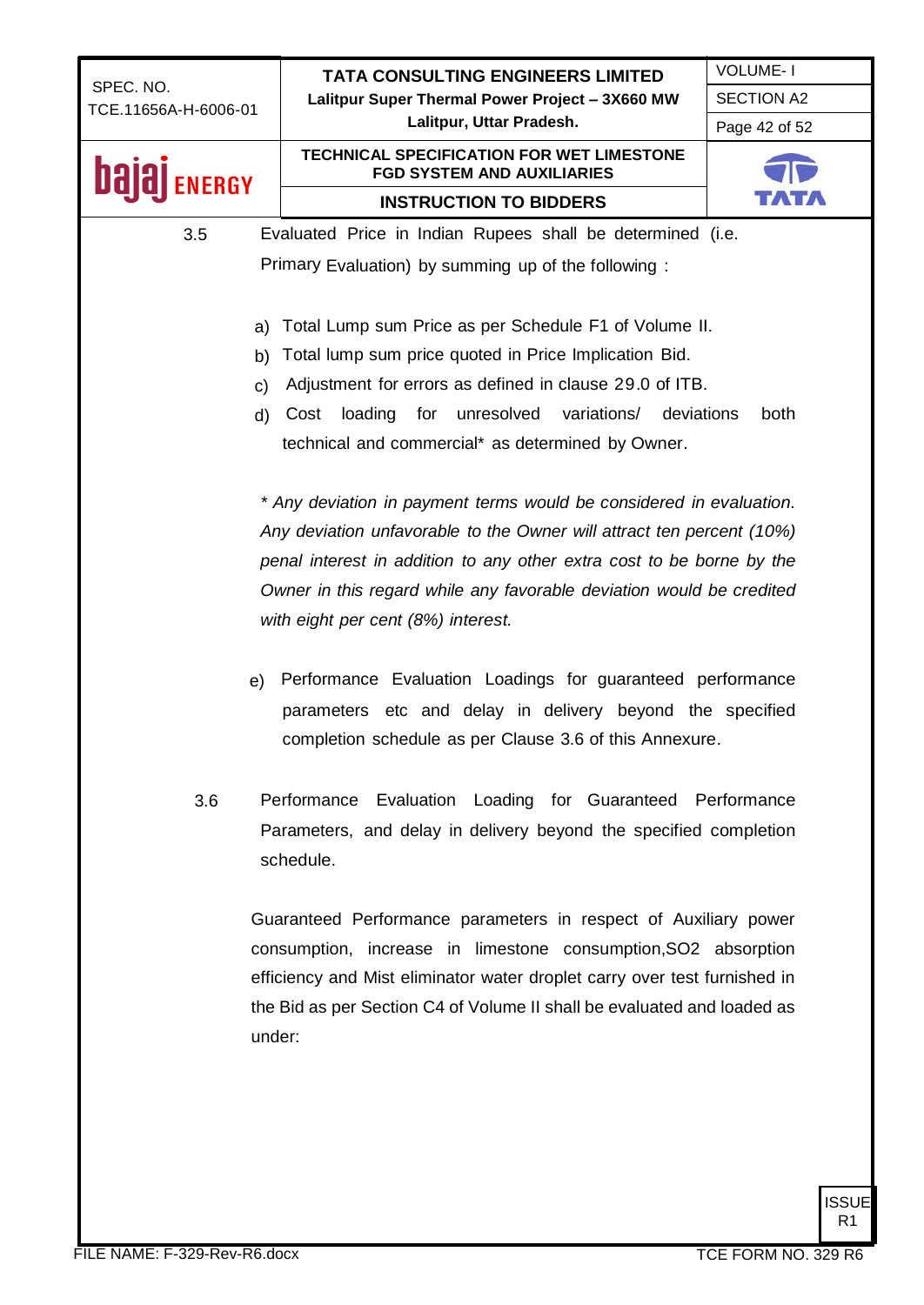3.5 Evaluated Price in Indian Rupees shall be determined (i.e. Primary Evaluation) by summing up of the following :

a) Total Lump sum Price as per Schedule F1 of Volume II.

b) Total lump sum price quoted in Price Implication Bid.

c) Adjustment for errors as defined in clause 29.0 of ITB.

d) Cost loading for unresolved variations/ deviations both technical and commercial* as determined by Owner.

*\* Any deviation in payment terms would be considered in evaluation. Any deviation unfavorable to the Owner will attract ten percent (10%) penal interest in addition to any other extra cost to be borne by the Owner in this regard while any favorable deviation would be credited with eight per cent (8%) interest.*

e) Performance Evaluation Loadings for guaranteed performance parameters etc and delay in delivery beyond the specified completion schedule as per Clause 3.6 of this Annexure.

3.6 Performance Evaluation Loading for Guaranteed Performance Parameters, and delay in delivery beyond the specified completion schedule.

Guaranteed Performance parameters in respect of Auxiliary power consumption, increase in limestone consumption, $SO_2$ absorption efficiency and Mist eliminator water droplet carry over test furnished in the Bid as per Section C4 of Volume II shall be evaluated and loaded as under: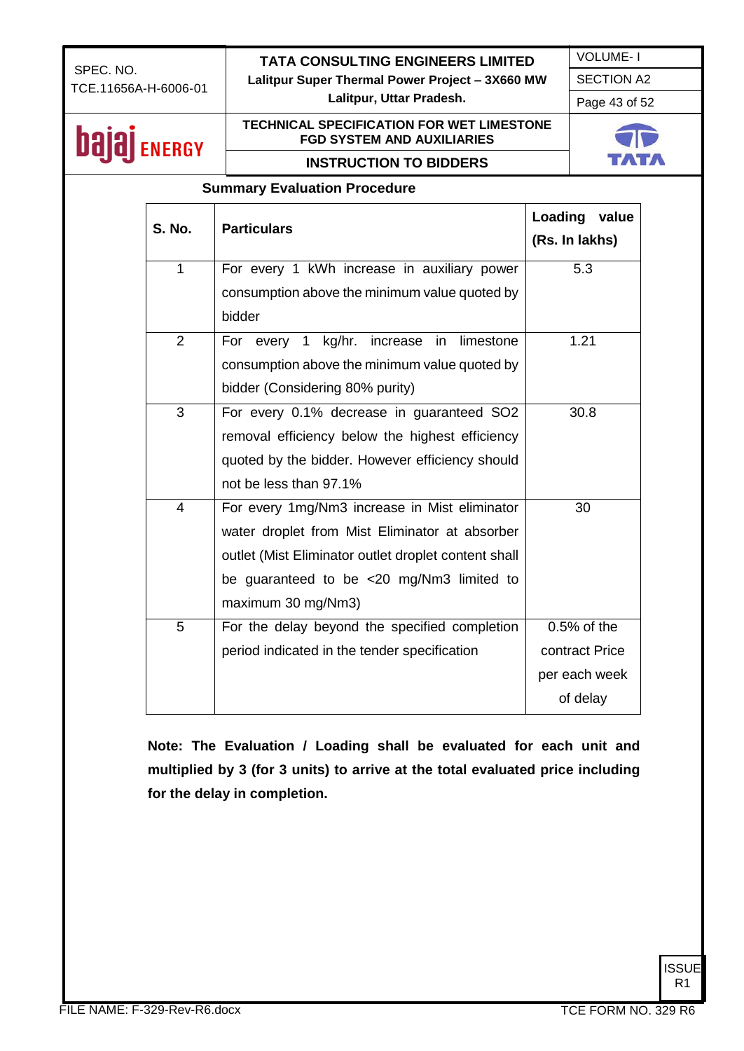**Summary Evaluation Procedure**

| S. No. | Particulars | Loading value (Rs. In lakhs) |
|---|---|---|
| 1 | For every 1 kWh increase in auxiliary power consumption above the minimum value quoted by bidder | 5.3 |
| 2 | For every 1 kg/hr. increase in limestone consumption above the minimum value quoted by bidder (Considering 80% purity) | 1.21 |
| 3 | For every 0.1% decrease in guaranteed $SO_2$ removal efficiency below the highest efficiency quoted by the bidder. However efficiency should not be less than 97.1% | 30.8 |
| 4 | For every 1mg/Nm3 increase in Mist eliminator water droplet from Mist Eliminator at absorber outlet (Mist Eliminator outlet droplet content shall be guaranteed to be <20 mg/Nm3 limited to maximum 30 mg/Nm3) | 30 |
| 5 | For the delay beyond the specified completion period indicated in the tender specification | 0.5% of the contract Price per each week of delay |

**Note: The Evaluation / Loading shall be evaluated for each unit and multiplied by 3 (for 3 units) to arrive at the total evaluated price including for the delay in completion.**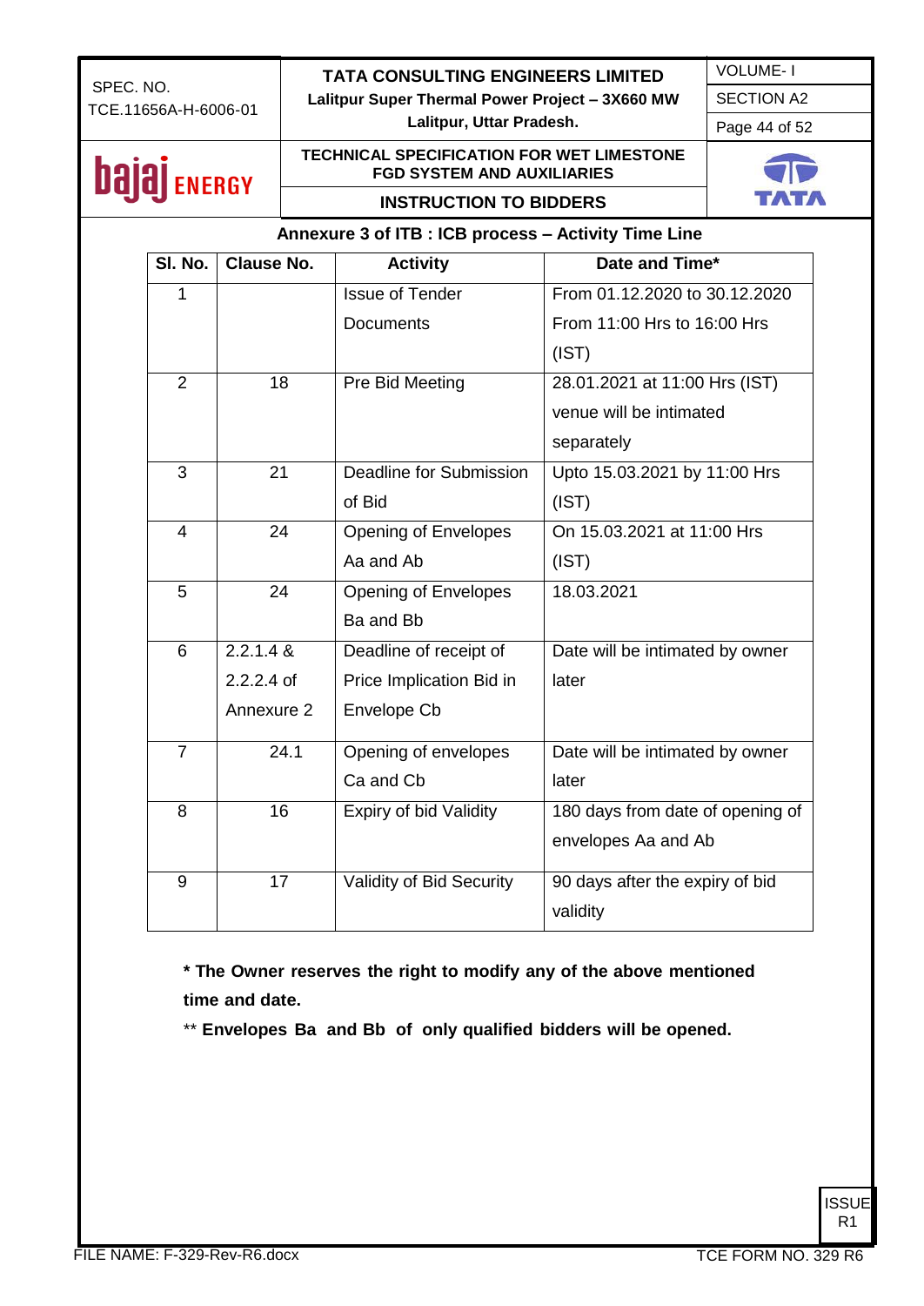## Annexure 3 of ITB : ICB process – Activity Time Line

| Sl. No. | Clause No. | Activity | Date and Time* |
|---|---|---|---|
| 1 | | Issue of Tender Documents | From 01.12.2020 to 30.12.2020 From 11:00 Hrs to 16:00 Hrs (IST) |
| 2 | 18 | Pre Bid Meeting | 28.01.2021 at 11:00 Hrs (IST) venue will be intimated separately |
| 3 | 21 | Deadline for Submission of Bid | Upto 15.03.2021 by 11:00 Hrs (IST) |
| 4 | 24 | Opening of Envelopes Aa and Ab | On 15.03.2021 at 11:00 Hrs (IST) |
| 5 | 24 | Opening of Envelopes Ba and Bb | 18.03.2021 |
| 6 | 2.2.1.4 & 2.2.2.4 of Annexure 2 | Deadline of receipt of Price Implication Bid in Envelope Cb | Date will be intimated by owner later |
| 7 | 24.1 | Opening of envelopes Ca and Cb | Date will be intimated by owner later |
| 8 | 16 | Expiry of bid Validity | 180 days from date of opening of envelopes Aa and Ab |
| 9 | 17 | Validity of Bid Security | 90 days after the expiry of bid validity |

**\* The Owner reserves the right to modify any of the above mentioned time and date.**

** **Envelopes Ba and Bb of only qualified bidders will be opened.**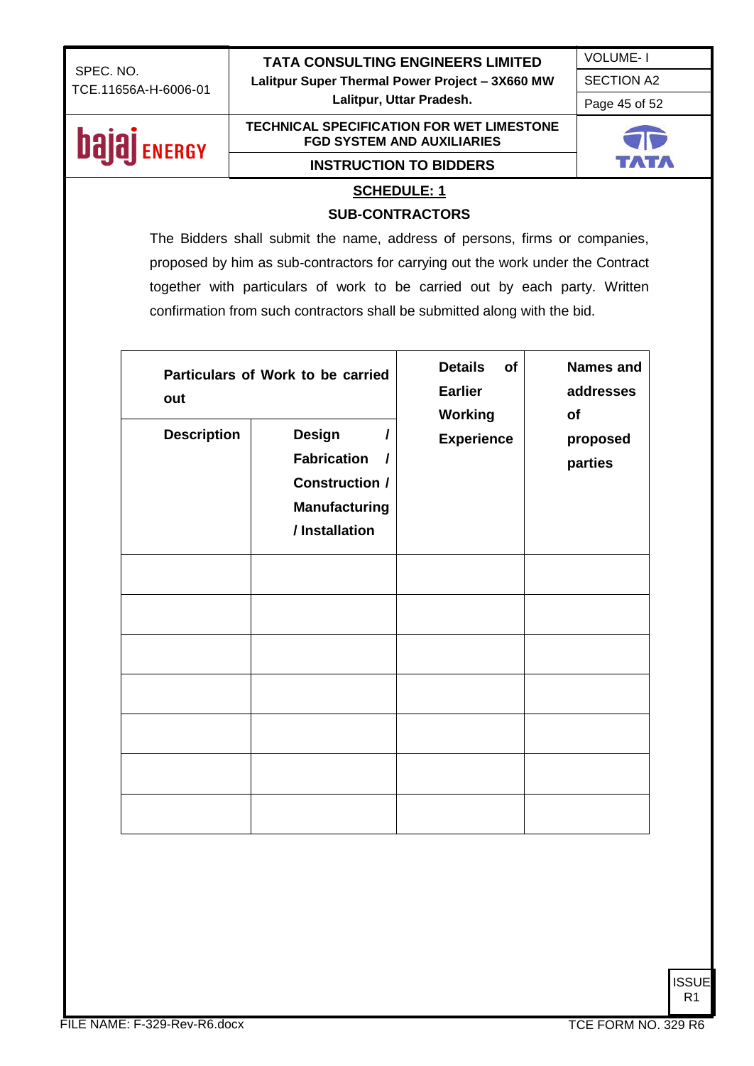## SCHEDULE: 1

### SUB-CONTRACTORS

The Bidders shall submit the name, address of persons, firms or companies, proposed by him as sub-contractors for carrying out the work under the Contract together with particulars of work to be carried out by each party. Written confirmation from such contractors shall be submitted along with the bid.

| Particulars of Work to be carried out | | Details of Earlier Working Experience | Names and addresses of proposed parties |
|---|---|---|---|
| **Description** | **Design / Fabrication / Construction / Manufacturing / Installation** | | |
| | | | |
| | | | |
| | | | |
| | | | |
| | | | |
| | | | |
| | | | |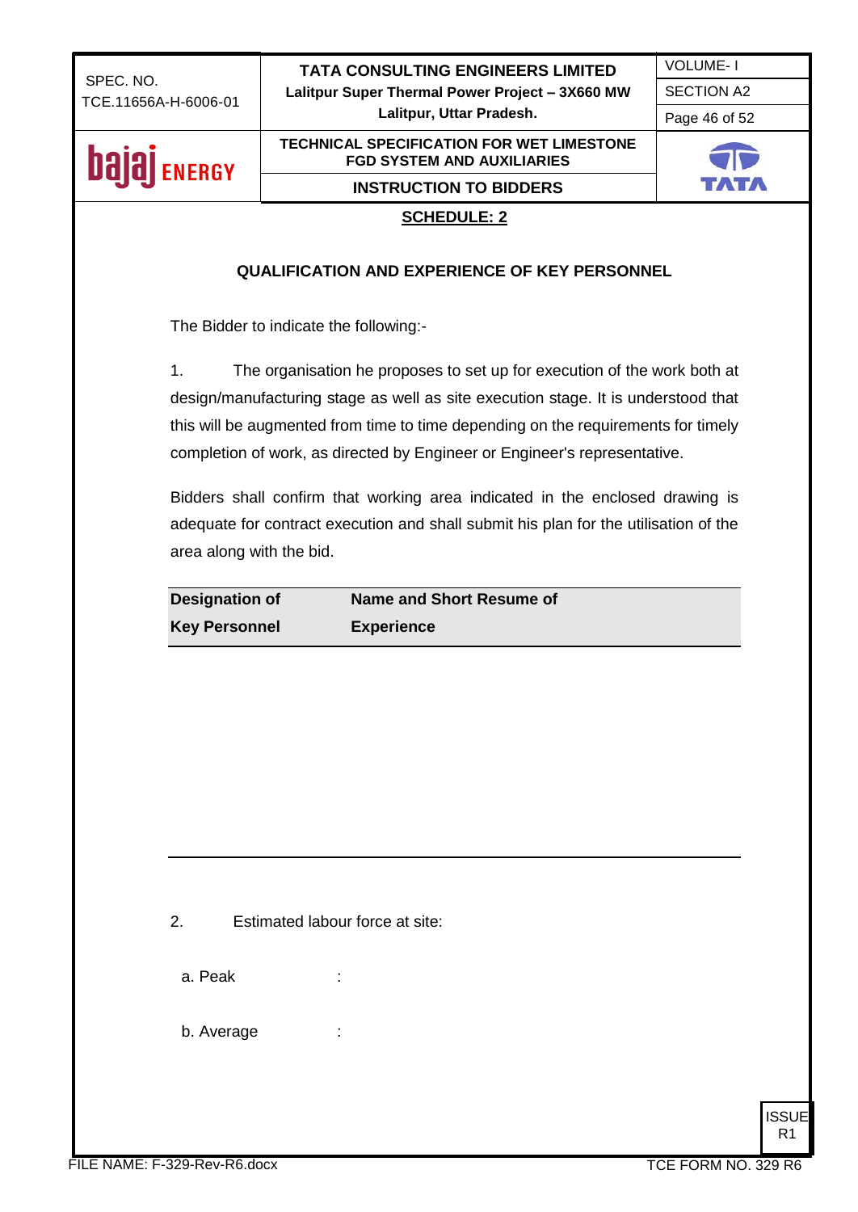## SCHEDULE: 2

### QUALIFICATION AND EXPERIENCE OF KEY PERSONNEL

The Bidder to indicate the following:-

1. The organisation he proposes to set up for execution of the work both at design/manufacturing stage as well as site execution stage. It is understood that this will be augmented from time to time depending on the requirements for timely completion of work, as directed by Engineer or Engineer's representative.

Bidders shall confirm that working area indicated in the enclosed drawing is adequate for contract execution and shall submit his plan for the utilisation of the area along with the bid.

| Designation of Key Personnel | Name and Short Resume of Experience |
|---|---|
| | |

2. Estimated labour force at site:

a. Peak :

b. Average :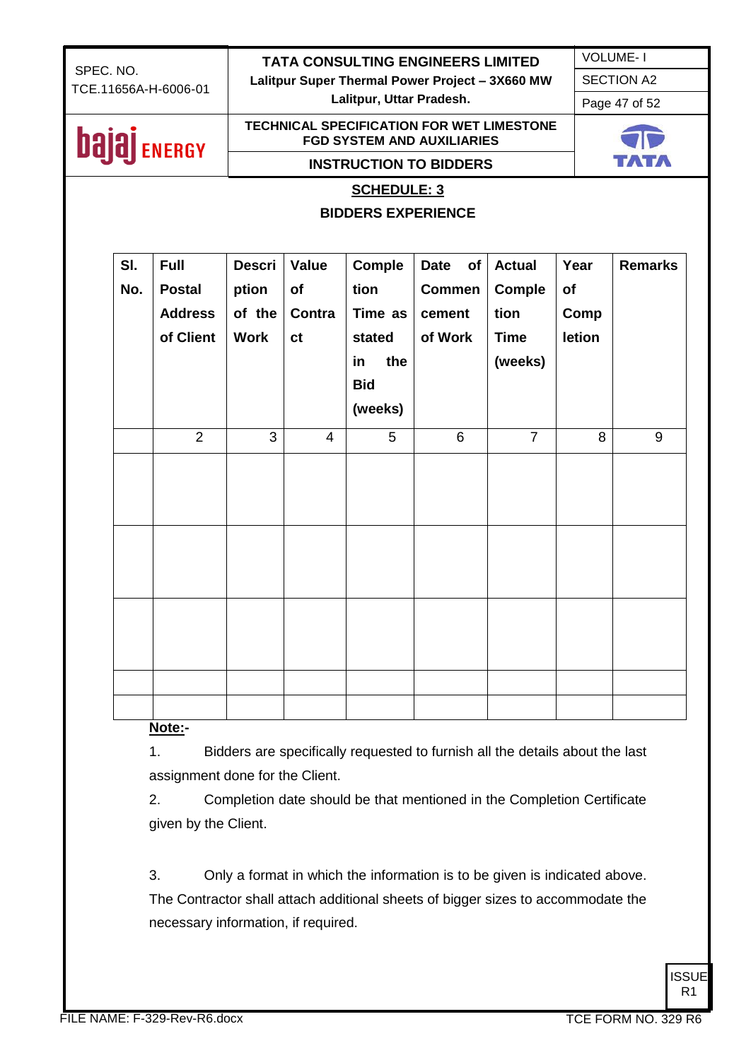## SCHEDULE: 3

### BIDDERS EXPERIENCE

| Sl. No. | Full Postal Address of Client | Description of the Work | Value of Contract | Completion Time as stated in the Bid (weeks) | Date of Commencement of Work | Actual Completion Time (weeks) | Year of Completion | Remarks |
|---|---|---|---|---|---|---|---|---|
| | 2 | 3 | 4 | 5 | 6 | 7 | 8 | 9 |
| | | | | | | | | |
| | | | | | | | | |
| | | | | | | | | |
| | | | | | | | | |
| | | | | | | | | |

**Note:-**

1. Bidders are specifically requested to furnish all the details about the last assignment done for the Client.

2. Completion date should be that mentioned in the Completion Certificate given by the Client.

3. Only a format in which the information is to be given is indicated above. The Contractor shall attach additional sheets of bigger sizes to accommodate the necessary information, if required.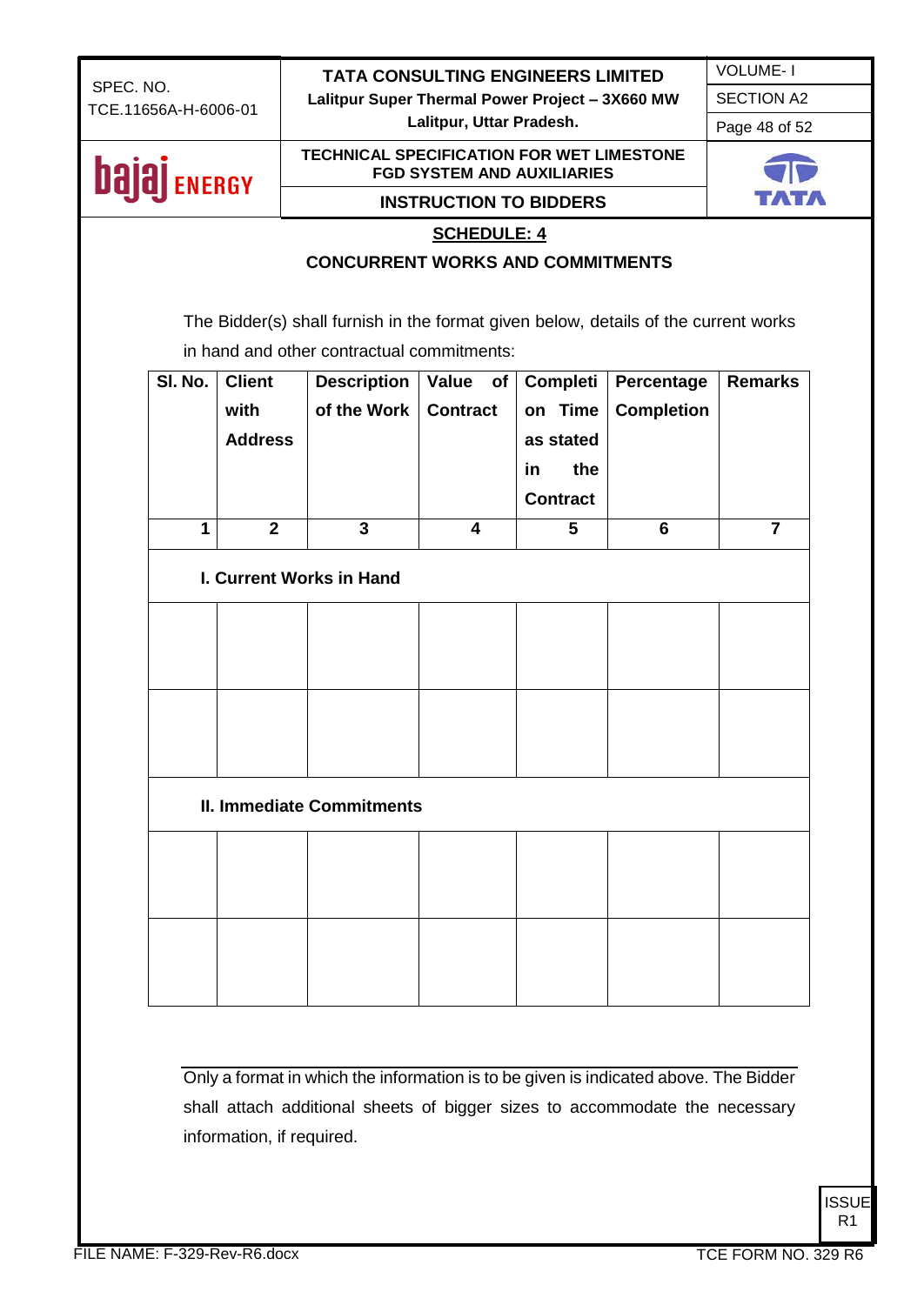## SCHEDULE: 4

### CONCURRENT WORKS AND COMMITMENTS

The Bidder(s) shall furnish in the format given below, details of the current works in hand and other contractual commitments:

| Sl. No. | Client with Address | Description of the Work | Value of Contract | Completion Time as stated in the Contract | Percentage Completion | Remarks |
|---|---|---|---|---|---|---|
| 1 | 2 | 3 | 4 | 5 | 6 | 7 |
| **I. Current Works in Hand** | | | | | | |
| | | | | | | |
| | | | | | | |
| **II. Immediate Commitments** | | | | | | |
| | | | | | | |
| | | | | | | |

Only a format in which the information is to be given is indicated above. The Bidder shall attach additional sheets of bigger sizes to accommodate the necessary information, if required.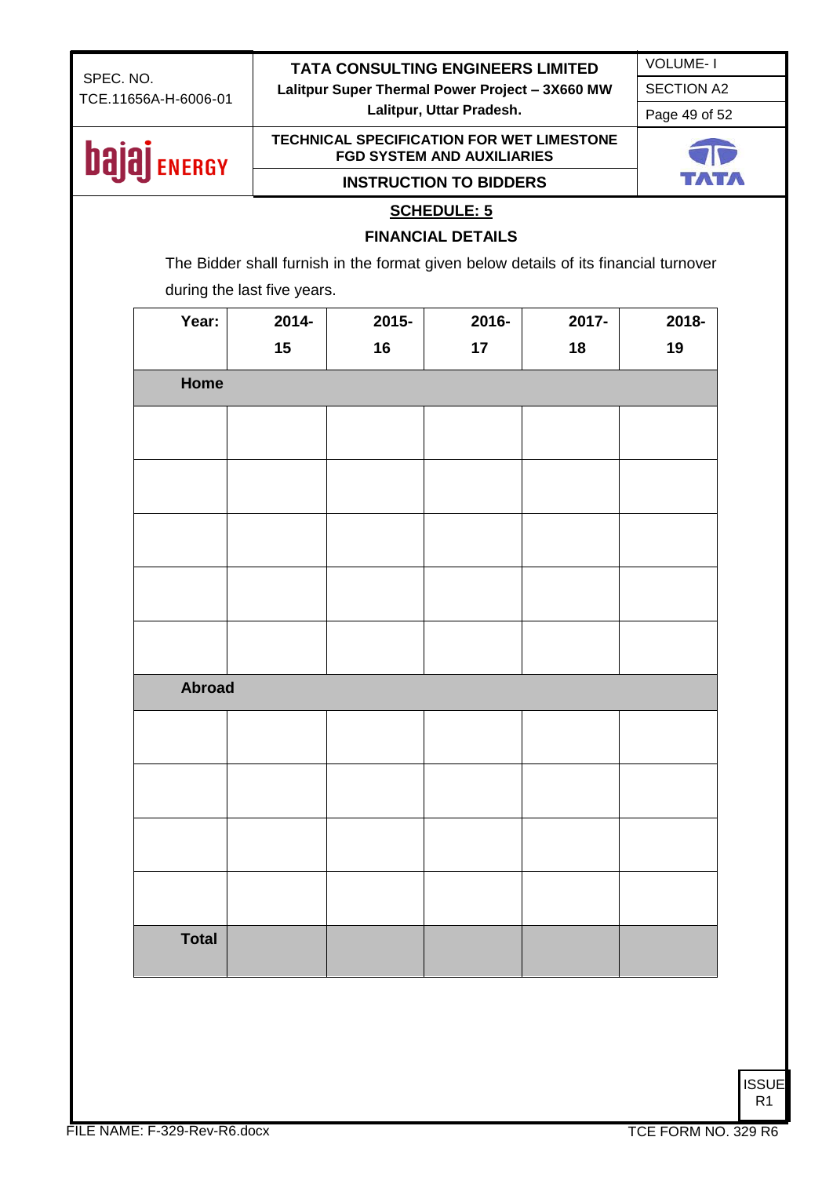## SCHEDULE: 5

## FINANCIAL DETAILS

The Bidder shall furnish in the format given below details of its financial turnover during the last five years.

| Year: | 2014-15 | 2015-16 | 2016-17 | 2017-18 | 2018-19 |
|---|---|---|---|---|---|
| **Home** | | | | | |
| | | | | | |
| | | | | | |
| | | | | | |
| | | | | | |
| | | | | | |
| **Abroad** | | | | | |
| | | | | | |
| | | | | | |
| | | | | | |
| | | | | | |
| **Total** | | | | | |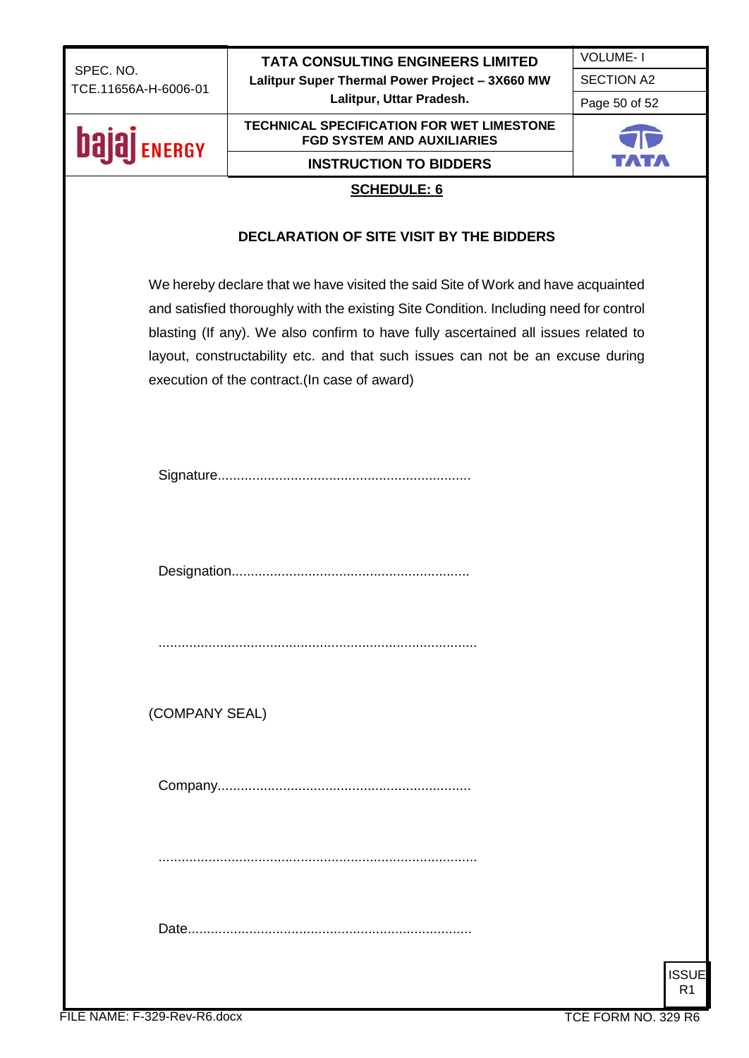## SCHEDULE: 6

### DECLARATION OF SITE VISIT BY THE BIDDERS

We hereby declare that we have visited the said Site of Work and have acquainted and satisfied thoroughly with the existing Site Condition. Including need for control blasting (If any). We also confirm to have fully ascertained all issues related to layout, constructability etc. and that such issues can not be an excuse during execution of the contract.(In case of award)

Signature..................................................................

Designation..............................................................

..................................................................................

(COMPANY SEAL)

Company..................................................................

..................................................................................

Date..........................................................................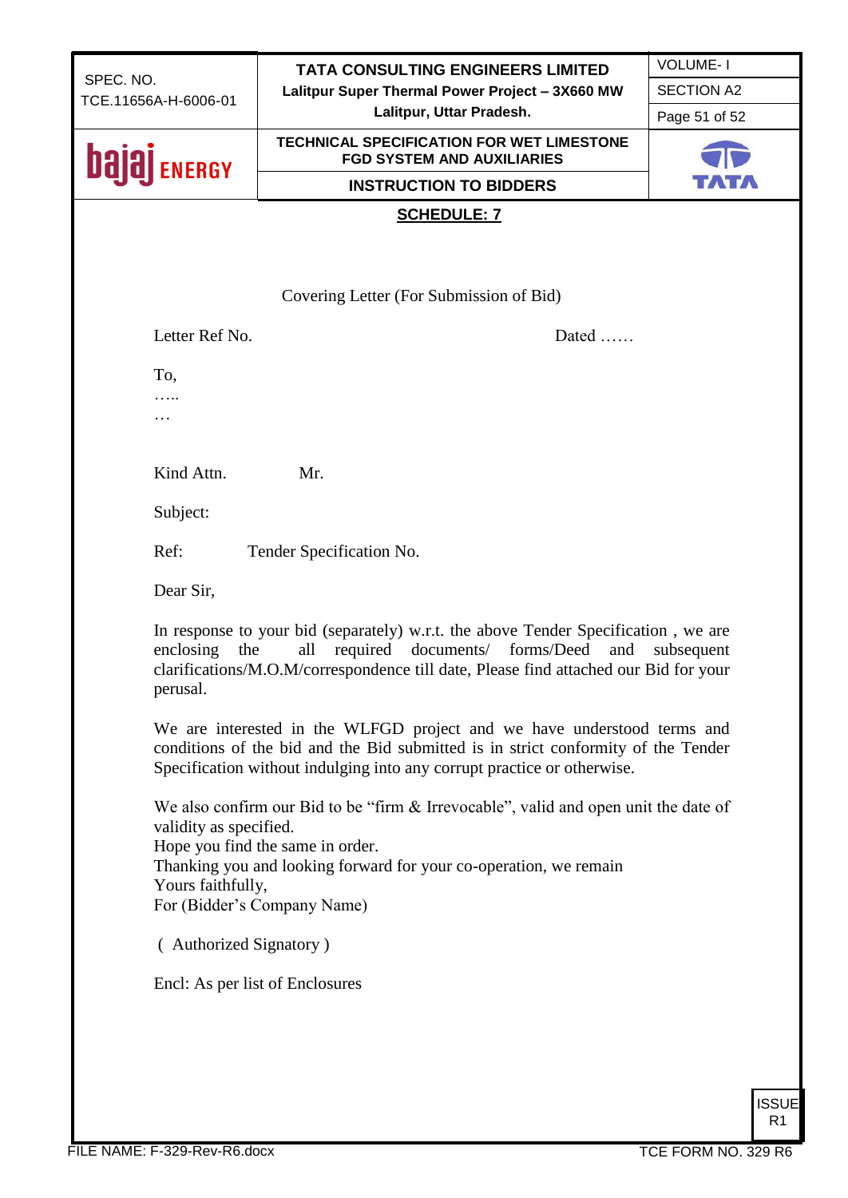## SCHEDULE: 7

Covering Letter (For Submission of Bid)

Letter Ref No. Dated ……

To,
…..
…

Kind Attn. Mr.

Subject:

Ref: Tender Specification No.

Dear Sir,

In response to your bid (separately) w.r.t. the above Tender Specification , we are enclosing the all required documents/ forms/Deed and subsequent clarifications/M.O.M/correspondence till date, Please find attached our Bid for your perusal.

We are interested in the WLFGD project and we have understood terms and conditions of the bid and the Bid submitted is in strict conformity of the Tender Specification without indulging into any corrupt practice or otherwise.

We also confirm our Bid to be "firm & Irrevocable", valid and open unit the date of validity as specified.
Hope you find the same in order.
Thanking you and looking forward for your co-operation, we remain
Yours faithfully,
For (Bidder's Company Name)

( Authorized Signatory )

Encl: As per list of Enclosures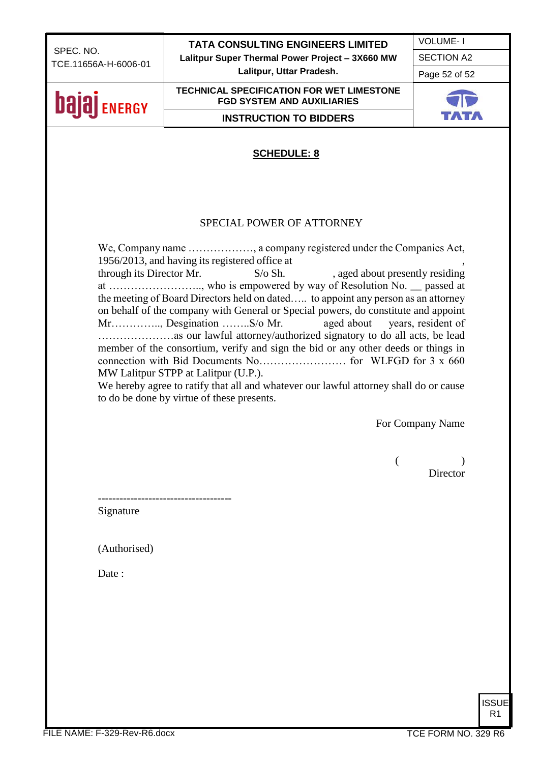**SCHEDULE: 8**

SPECIAL POWER OF ATTORNEY

We, Company name ………………, a company registered under the Companies Act, 1956/2013, and having its registered office at , through its Director Mr. S/o Sh. , aged about presently residing at …………………….., who is empowered by way of Resolution No. __ passed at the meeting of Board Directors held on dated….. to appoint any person as an attorney on behalf of the company with General or Special powers, do constitute and appoint Mr………….., Desgination ……..S/o Mr. aged about years, resident of …………………as our lawful attorney/authorized signatory to do all acts, be lead member of the consortium, verify and sign the bid or any other deeds or things in connection with Bid Documents No…………………… for WLFGD for 3 x 660 MW Lalitpur STPP at Lalitpur (U.P.).

We hereby agree to ratify that all and whatever our lawful attorney shall do or cause to do be done by virtue of these presents.

For Company Name

( )
Director

-------------------------------------
Signature

(Authorised)

Date :